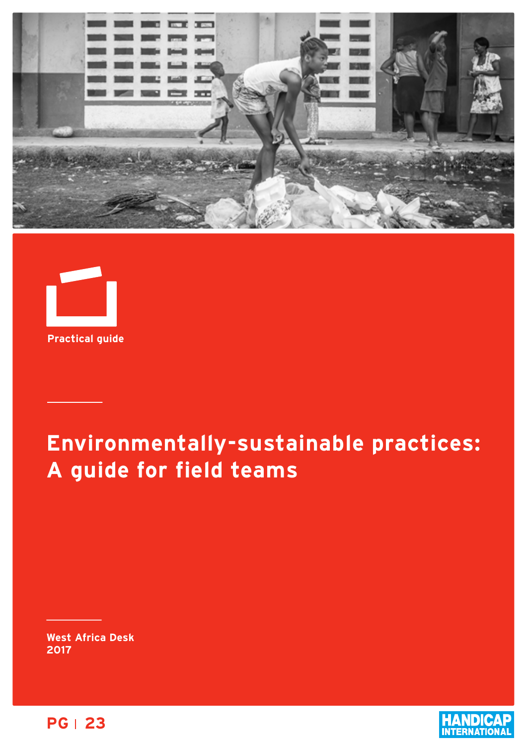Practical guide

# Environmentally-sustainable practices: A guide for field teams

West Africa Desk
2017

PG | 23

HANDICAP INTERNATIONAL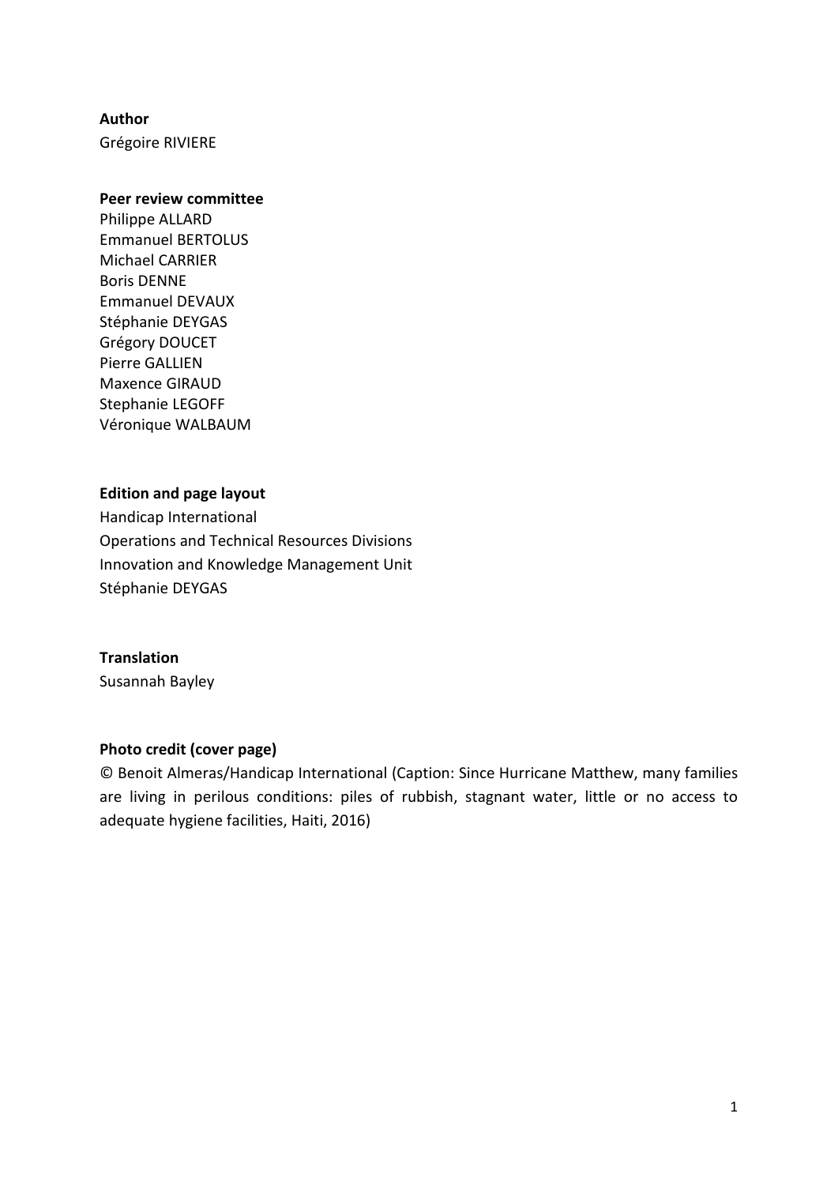**Author**

Grégoire RIVIERE

**Peer review committee**

Philippe ALLARD
Emmanuel BERTOLUS
Michael CARRIER
Boris DENNE
Emmanuel DEVAUX
Stéphanie DEYGAS
Grégory DOUCET
Pierre GALLIEN
Maxence GIRAUD
Stephanie LEGOFF
Véronique WALBAUM

**Edition and page layout**

Handicap International
Operations and Technical Resources Divisions
Innovation and Knowledge Management Unit
Stéphanie DEYGAS

**Translation**

Susannah Bayley

**Photo credit (cover page)**

© Benoit Almeras/Handicap International (Caption: Since Hurricane Matthew, many families are living in perilous conditions: piles of rubbish, stagnant water, little or no access to adequate hygiene facilities, Haiti, 2016)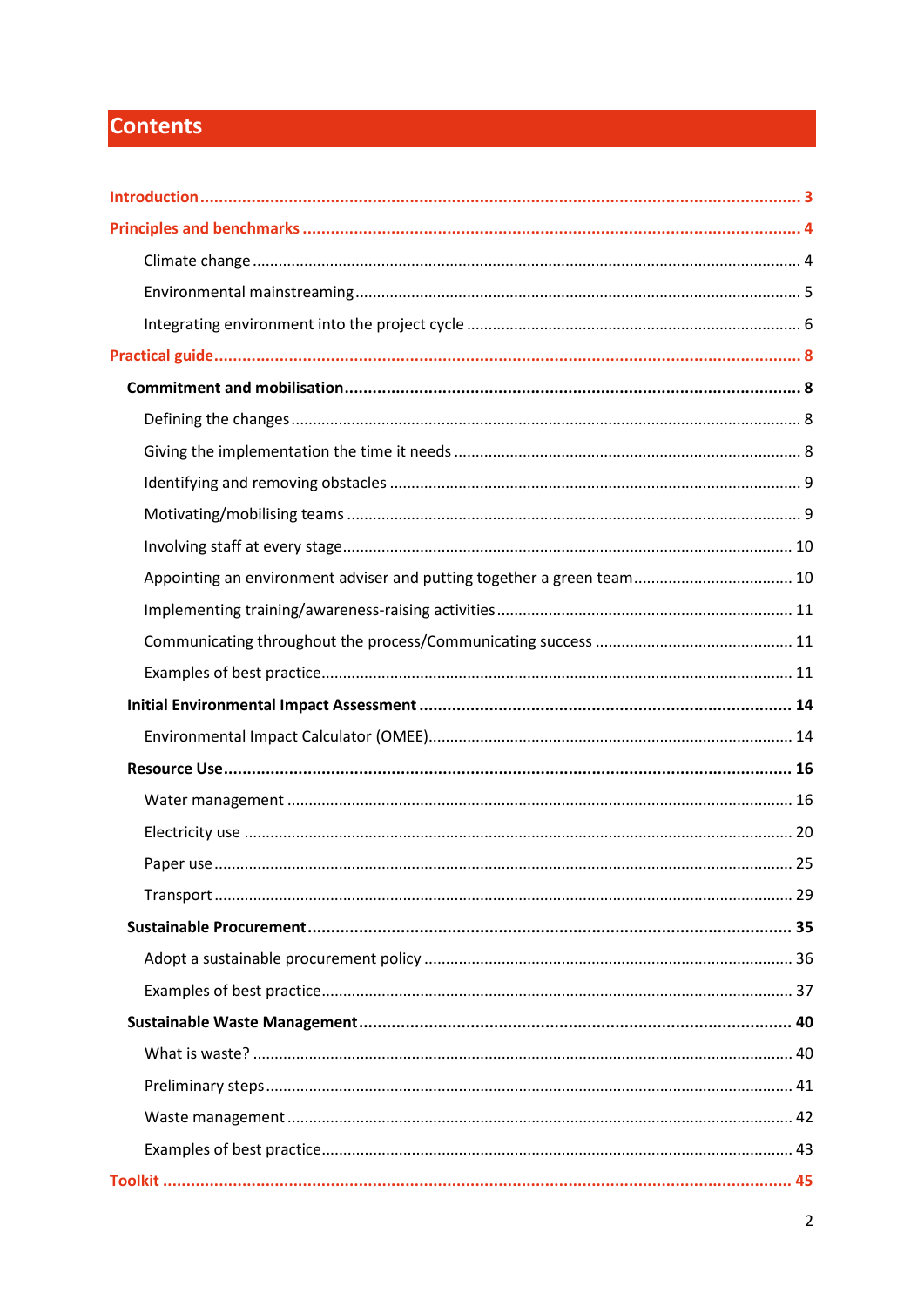# Contents

**Introduction** ... 3

**Principles and benchmarks** ... 4

- Climate change ... 4
- Environmental mainstreaming ... 5
- Integrating environment into the project cycle ... 6

**Practical guide** ... 8

- **Commitment and mobilisation** ... 8
  - Defining the changes ... 8
  - Giving the implementation the time it needs ... 8
  - Identifying and removing obstacles ... 9
  - Motivating/mobilising teams ... 9
  - Involving staff at every stage ... 10
  - Appointing an environment adviser and putting together a green team ... 10
  - Implementing training/awareness-raising activities ... 11
  - Communicating throughout the process/Communicating success ... 11
  - Examples of best practice ... 11
- **Initial Environmental Impact Assessment** ... 14
  - Environmental Impact Calculator (OMEE) ... 14
- **Resource Use** ... 16
  - Water management ... 16
  - Electricity use ... 20
  - Paper use ... 25
  - Transport ... 29
- **Sustainable Procurement** ... 35
  - Adopt a sustainable procurement policy ... 36
  - Examples of best practice ... 37
- **Sustainable Waste Management** ... 40
  - What is waste? ... 40
  - Preliminary steps ... 41
  - Waste management ... 42
  - Examples of best practice ... 43

**Toolkit** ... 45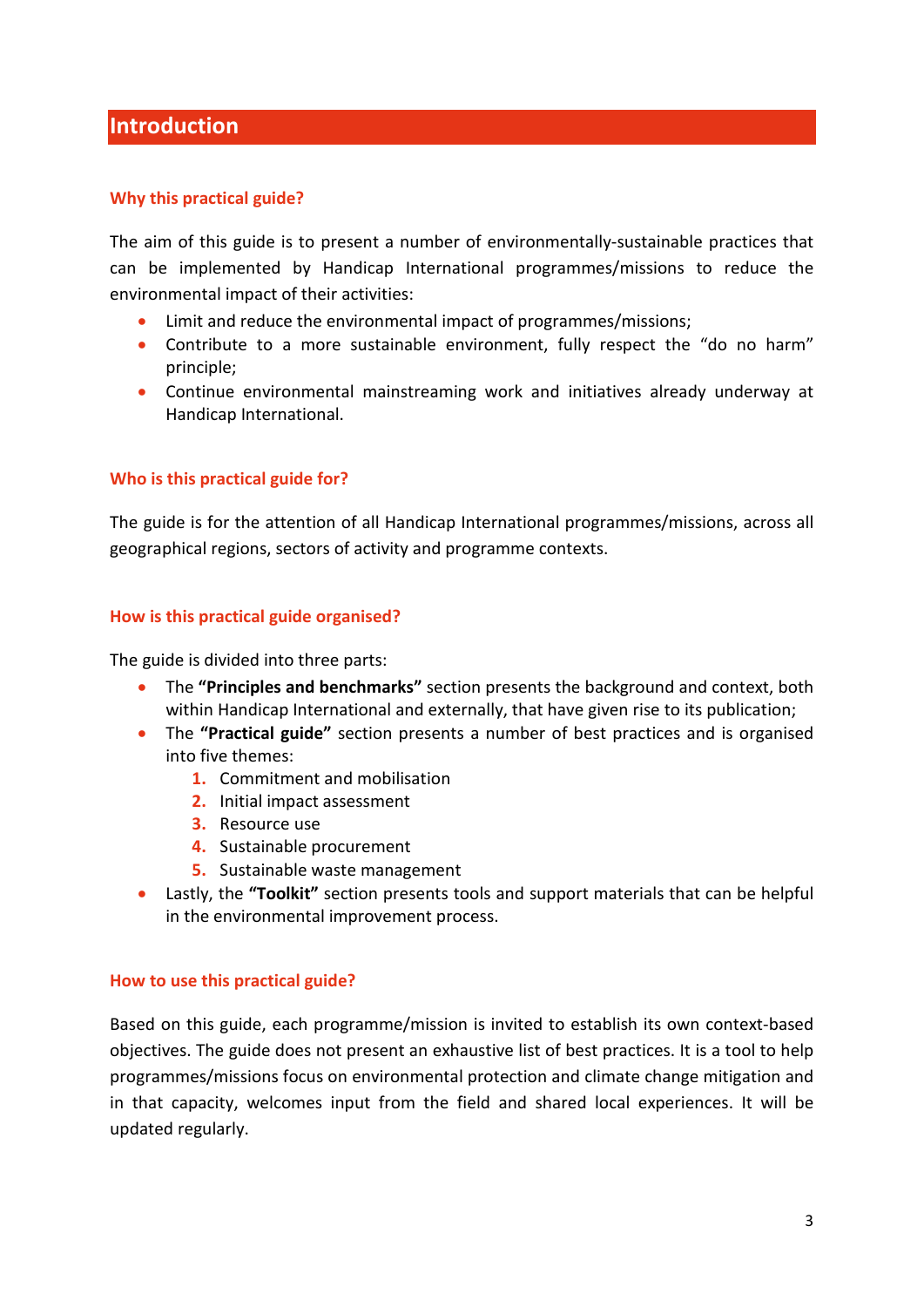## Introduction

### Why this practical guide?

The aim of this guide is to present a number of environmentally-sustainable practices that can be implemented by Handicap International programmes/missions to reduce the environmental impact of their activities:

- Limit and reduce the environmental impact of programmes/missions;
- Contribute to a more sustainable environment, fully respect the "do no harm" principle;
- Continue environmental mainstreaming work and initiatives already underway at Handicap International.

### Who is this practical guide for?

The guide is for the attention of all Handicap International programmes/missions, across all geographical regions, sectors of activity and programme contexts.

### How is this practical guide organised?

The guide is divided into three parts:

- The **"Principles and benchmarks"** section presents the background and context, both within Handicap International and externally, that have given rise to its publication;
- The **"Practical guide"** section presents a number of best practices and is organised into five themes:
    1. Commitment and mobilisation
    2. Initial impact assessment
    3. Resource use
    4. Sustainable procurement
    5. Sustainable waste management
- Lastly, the **"Toolkit"** section presents tools and support materials that can be helpful in the environmental improvement process.

### How to use this practical guide?

Based on this guide, each programme/mission is invited to establish its own context-based objectives. The guide does not present an exhaustive list of best practices. It is a tool to help programmes/missions focus on environmental protection and climate change mitigation and in that capacity, welcomes input from the field and shared local experiences. It will be updated regularly.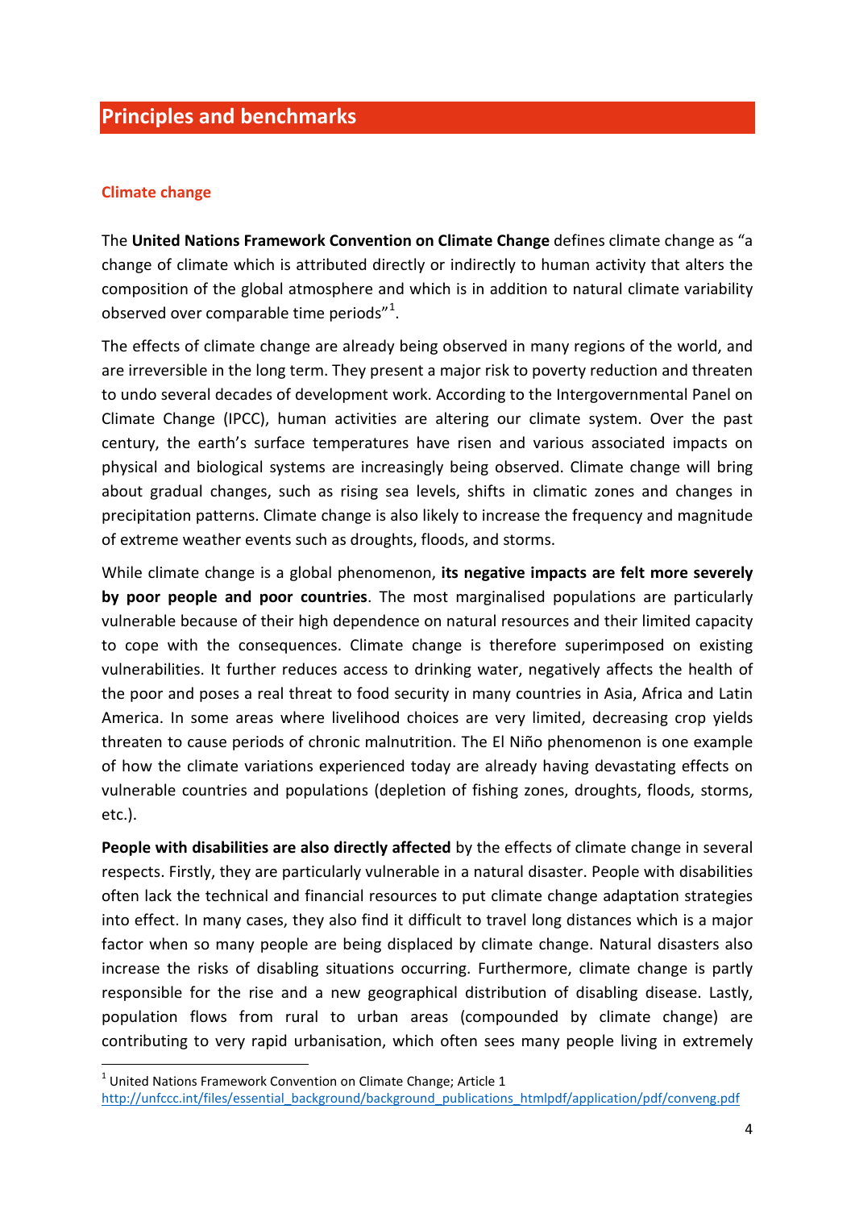# Principles and benchmarks

## Climate change

The **United Nations Framework Convention on Climate Change** defines climate change as "a change of climate which is attributed directly or indirectly to human activity that alters the composition of the global atmosphere and which is in addition to natural climate variability observed over comparable time periods"[1].

The effects of climate change are already being observed in many regions of the world, and are irreversible in the long term. They present a major risk to poverty reduction and threaten to undo several decades of development work. According to the Intergovernmental Panel on Climate Change (IPCC), human activities are altering our climate system. Over the past century, the earth's surface temperatures have risen and various associated impacts on physical and biological systems are increasingly being observed. Climate change will bring about gradual changes, such as rising sea levels, shifts in climatic zones and changes in precipitation patterns. Climate change is also likely to increase the frequency and magnitude of extreme weather events such as droughts, floods, and storms.

While climate change is a global phenomenon, **its negative impacts are felt more severely by poor people and poor countries**. The most marginalised populations are particularly vulnerable because of their high dependence on natural resources and their limited capacity to cope with the consequences. Climate change is therefore superimposed on existing vulnerabilities. It further reduces access to drinking water, negatively affects the health of the poor and poses a real threat to food security in many countries in Asia, Africa and Latin America. In some areas where livelihood choices are very limited, decreasing crop yields threaten to cause periods of chronic malnutrition. The El Niño phenomenon is one example of how the climate variations experienced today are already having devastating effects on vulnerable countries and populations (depletion of fishing zones, droughts, floods, storms, etc.).

**People with disabilities are also directly affected** by the effects of climate change in several respects. Firstly, they are particularly vulnerable in a natural disaster. People with disabilities often lack the technical and financial resources to put climate change adaptation strategies into effect. In many cases, they also find it difficult to travel long distances which is a major factor when so many people are being displaced by climate change. Natural disasters also increase the risks of disabling situations occurring. Furthermore, climate change is partly responsible for the rise and a new geographical distribution of disabling disease. Lastly, population flows from rural to urban areas (compounded by climate change) are contributing to very rapid urbanisation, which often sees many people living in extremely

---

[1] United Nations Framework Convention on Climate Change; Article 1
http://unfccc.int/files/essential_background/background_publications_htmlpdf/application/pdf/conveng.pdf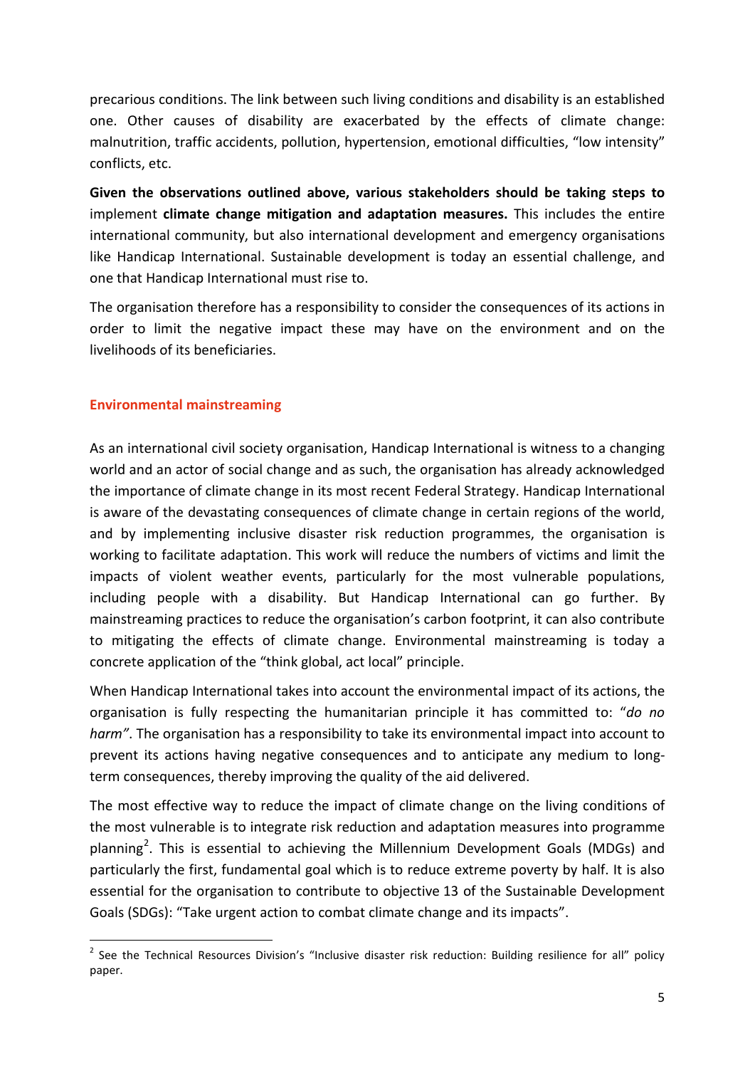precarious conditions. The link between such living conditions and disability is an established one. Other causes of disability are exacerbated by the effects of climate change: malnutrition, traffic accidents, pollution, hypertension, emotional difficulties, "low intensity" conflicts, etc.

**Given the observations outlined above, various stakeholders should be taking steps to** implement **climate change mitigation and adaptation measures.** This includes the entire international community, but also international development and emergency organisations like Handicap International. Sustainable development is today an essential challenge, and one that Handicap International must rise to.

The organisation therefore has a responsibility to consider the consequences of its actions in order to limit the negative impact these may have on the environment and on the livelihoods of its beneficiaries.

## Environmental mainstreaming

As an international civil society organisation, Handicap International is witness to a changing world and an actor of social change and as such, the organisation has already acknowledged the importance of climate change in its most recent Federal Strategy. Handicap International is aware of the devastating consequences of climate change in certain regions of the world, and by implementing inclusive disaster risk reduction programmes, the organisation is working to facilitate adaptation. This work will reduce the numbers of victims and limit the impacts of violent weather events, particularly for the most vulnerable populations, including people with a disability. But Handicap International can go further. By mainstreaming practices to reduce the organisation's carbon footprint, it can also contribute to mitigating the effects of climate change. Environmental mainstreaming is today a concrete application of the "think global, act local" principle.

When Handicap International takes into account the environmental impact of its actions, the organisation is fully respecting the humanitarian principle it has committed to: "*do no harm"*. The organisation has a responsibility to take its environmental impact into account to prevent its actions having negative consequences and to anticipate any medium to long-term consequences, thereby improving the quality of the aid delivered.

The most effective way to reduce the impact of climate change on the living conditions of the most vulnerable is to integrate risk reduction and adaptation measures into programme planning[2]. This is essential to achieving the Millennium Development Goals (MDGs) and particularly the first, fundamental goal which is to reduce extreme poverty by half. It is also essential for the organisation to contribute to objective 13 of the Sustainable Development Goals (SDGs): "Take urgent action to combat climate change and its impacts".

[2] See the Technical Resources Division's "Inclusive disaster risk reduction: Building resilience for all" policy paper.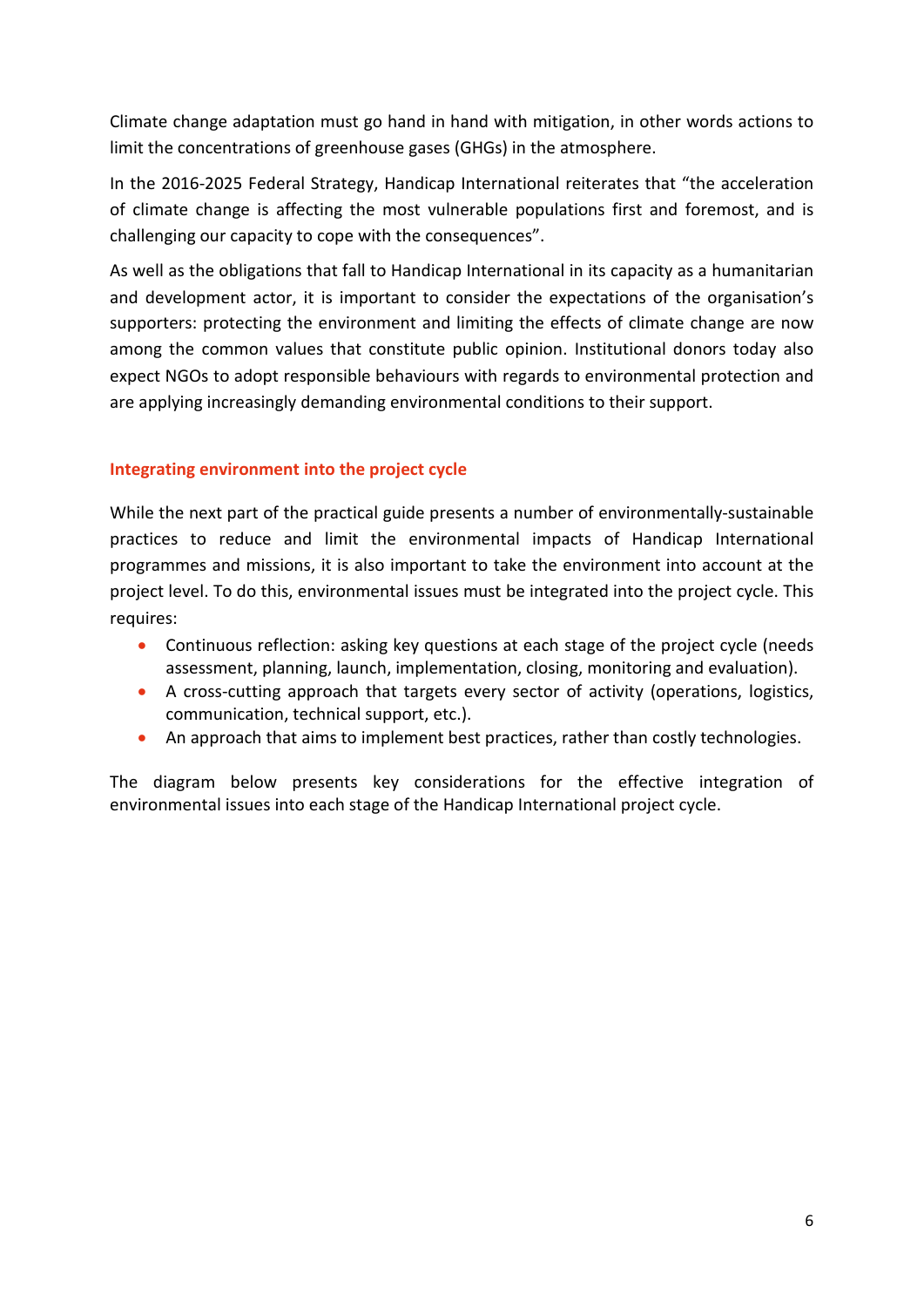Climate change adaptation must go hand in hand with mitigation, in other words actions to limit the concentrations of greenhouse gases (GHGs) in the atmosphere.

In the 2016-2025 Federal Strategy, Handicap International reiterates that "the acceleration of climate change is affecting the most vulnerable populations first and foremost, and is challenging our capacity to cope with the consequences".

As well as the obligations that fall to Handicap International in its capacity as a humanitarian and development actor, it is important to consider the expectations of the organisation's supporters: protecting the environment and limiting the effects of climate change are now among the common values that constitute public opinion. Institutional donors today also expect NGOs to adopt responsible behaviours with regards to environmental protection and are applying increasingly demanding environmental conditions to their support.

### Integrating environment into the project cycle

While the next part of the practical guide presents a number of environmentally-sustainable practices to reduce and limit the environmental impacts of Handicap International programmes and missions, it is also important to take the environment into account at the project level. To do this, environmental issues must be integrated into the project cycle. This requires:

- Continuous reflection: asking key questions at each stage of the project cycle (needs assessment, planning, launch, implementation, closing, monitoring and evaluation).
- A cross-cutting approach that targets every sector of activity (operations, logistics, communication, technical support, etc.).
- An approach that aims to implement best practices, rather than costly technologies.

The diagram below presents key considerations for the effective integration of environmental issues into each stage of the Handicap International project cycle.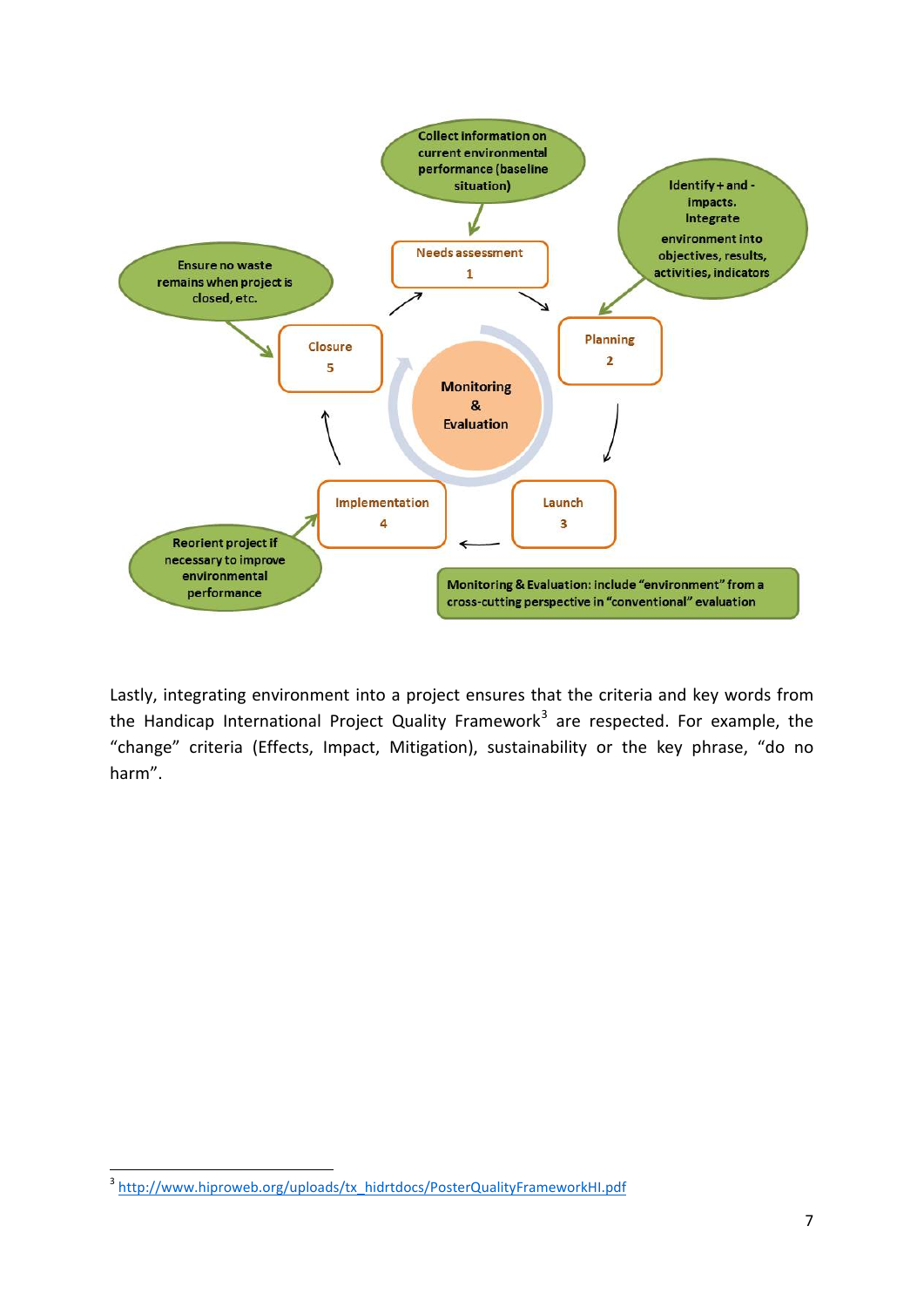Collect information on current environmental performance (baseline situation)

Identify + and - impacts. Integrate environment into objectives, results, activities, indicators

Ensure no waste remains when project is closed, etc.

Needs assessment 1

Planning 2

Launch 3

Implementation 4

Closure 5

Monitoring & Evaluation

Reorient project if necessary to improve environmental performance

Monitoring & Evaluation: include "environment" from a cross-cutting perspective in "conventional" evaluation

Lastly, integrating environment into a project ensures that the criteria and key words from the Handicap International Project Quality Framework[3] are respected. For example, the "change" criteria (Effects, Impact, Mitigation), sustainability or the key phrase, "do no harm".

[3] http://www.hiproweb.org/uploads/tx_hidrtdocs/PosterQualityFrameworkHI.pdf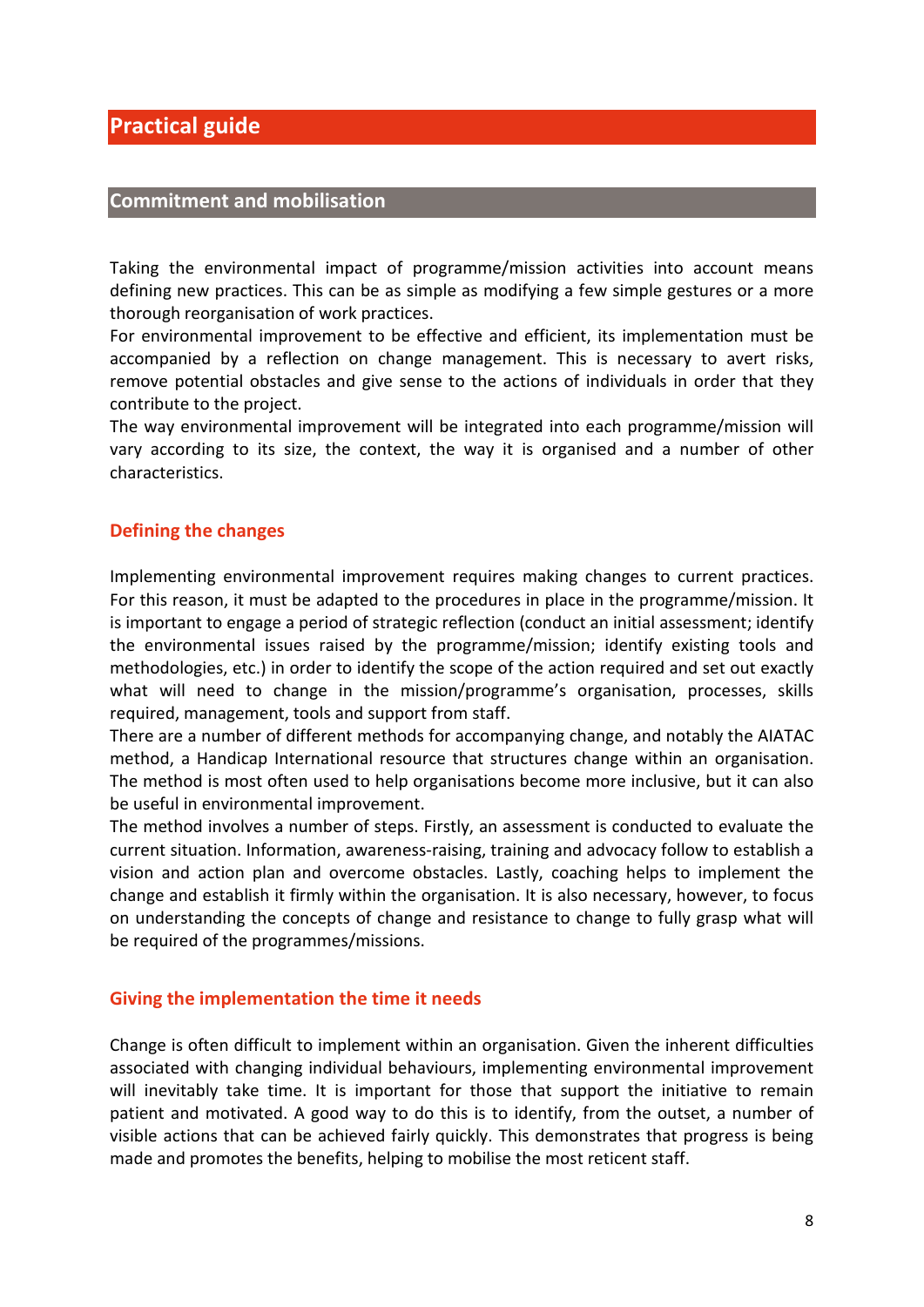# Practical guide

## Commitment and mobilisation

Taking the environmental impact of programme/mission activities into account means defining new practices. This can be as simple as modifying a few simple gestures or a more thorough reorganisation of work practices.

For environmental improvement to be effective and efficient, its implementation must be accompanied by a reflection on change management. This is necessary to avert risks, remove potential obstacles and give sense to the actions of individuals in order that they contribute to the project.

The way environmental improvement will be integrated into each programme/mission will vary according to its size, the context, the way it is organised and a number of other characteristics.

### Defining the changes

Implementing environmental improvement requires making changes to current practices. For this reason, it must be adapted to the procedures in place in the programme/mission. It is important to engage a period of strategic reflection (conduct an initial assessment; identify the environmental issues raised by the programme/mission; identify existing tools and methodologies, etc.) in order to identify the scope of the action required and set out exactly what will need to change in the mission/programme's organisation, processes, skills required, management, tools and support from staff.

There are a number of different methods for accompanying change, and notably the AIATAC method, a Handicap International resource that structures change within an organisation. The method is most often used to help organisations become more inclusive, but it can also be useful in environmental improvement.

The method involves a number of steps. Firstly, an assessment is conducted to evaluate the current situation. Information, awareness-raising, training and advocacy follow to establish a vision and action plan and overcome obstacles. Lastly, coaching helps to implement the change and establish it firmly within the organisation. It is also necessary, however, to focus on understanding the concepts of change and resistance to change to fully grasp what will be required of the programmes/missions.

### Giving the implementation the time it needs

Change is often difficult to implement within an organisation. Given the inherent difficulties associated with changing individual behaviours, implementing environmental improvement will inevitably take time. It is important for those that support the initiative to remain patient and motivated. A good way to do this is to identify, from the outset, a number of visible actions that can be achieved fairly quickly. This demonstrates that progress is being made and promotes the benefits, helping to mobilise the most reticent staff.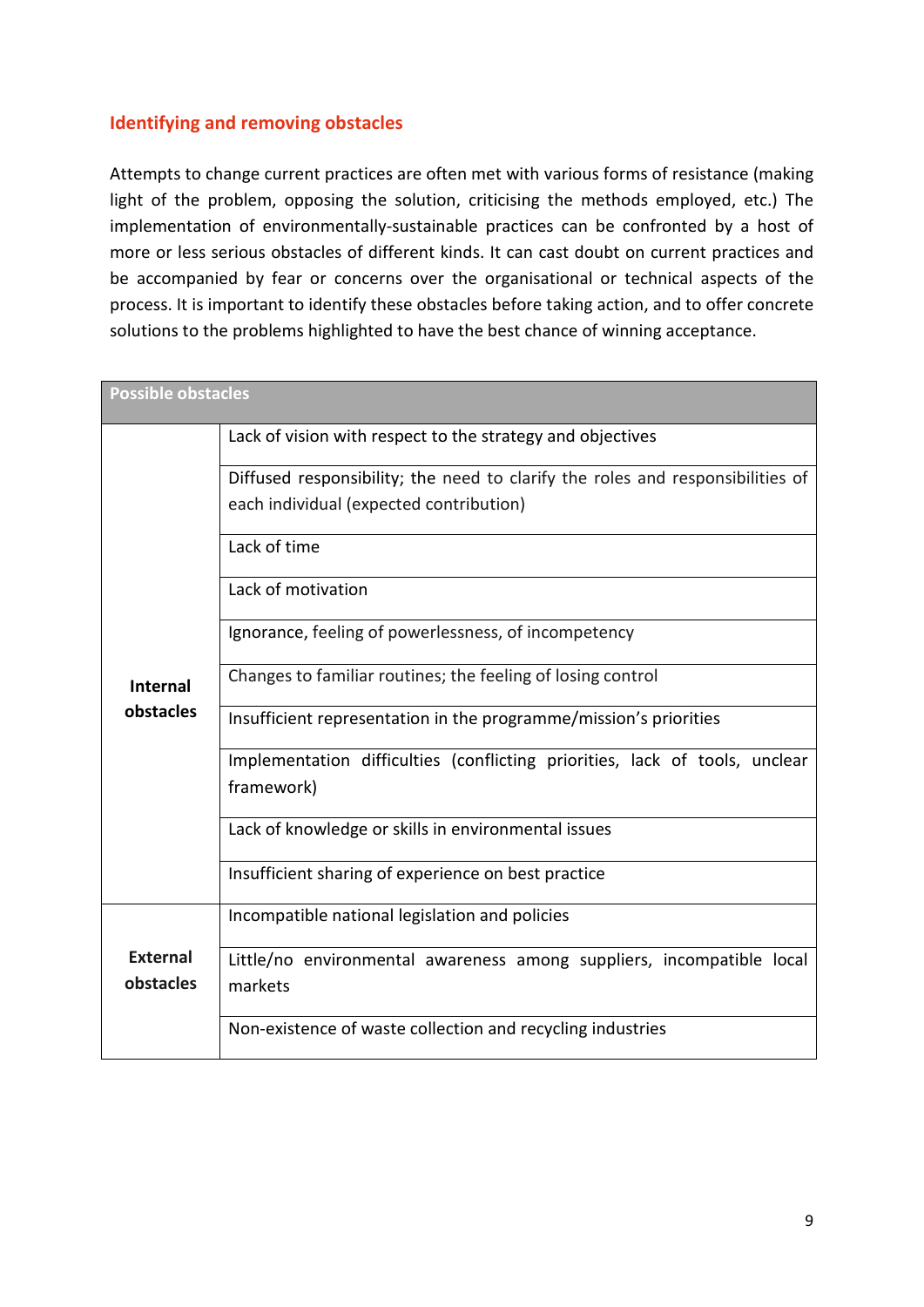### Identifying and removing obstacles

Attempts to change current practices are often met with various forms of resistance (making light of the problem, opposing the solution, criticising the methods employed, etc.) The implementation of environmentally-sustainable practices can be confronted by a host of more or less serious obstacles of different kinds. It can cast doubt on current practices and be accompanied by fear or concerns over the organisational or technical aspects of the process. It is important to identify these obstacles before taking action, and to offer concrete solutions to the problems highlighted to have the best chance of winning acceptance.

| Possible obstacles | |
|---|---|
| **Internal obstacles** | Lack of vision with respect to the strategy and objectives |
| | Diffused responsibility; the need to clarify the roles and responsibilities of each individual (expected contribution) |
| | Lack of time |
| | Lack of motivation |
| | Ignorance, feeling of powerlessness, of incompetency |
| | Changes to familiar routines; the feeling of losing control |
| | Insufficient representation in the programme/mission's priorities |
| | Implementation difficulties (conflicting priorities, lack of tools, unclear framework) |
| | Lack of knowledge or skills in environmental issues |
| | Insufficient sharing of experience on best practice |
| **External obstacles** | Incompatible national legislation and policies |
| | Little/no environmental awareness among suppliers, incompatible local markets |
| | Non-existence of waste collection and recycling industries |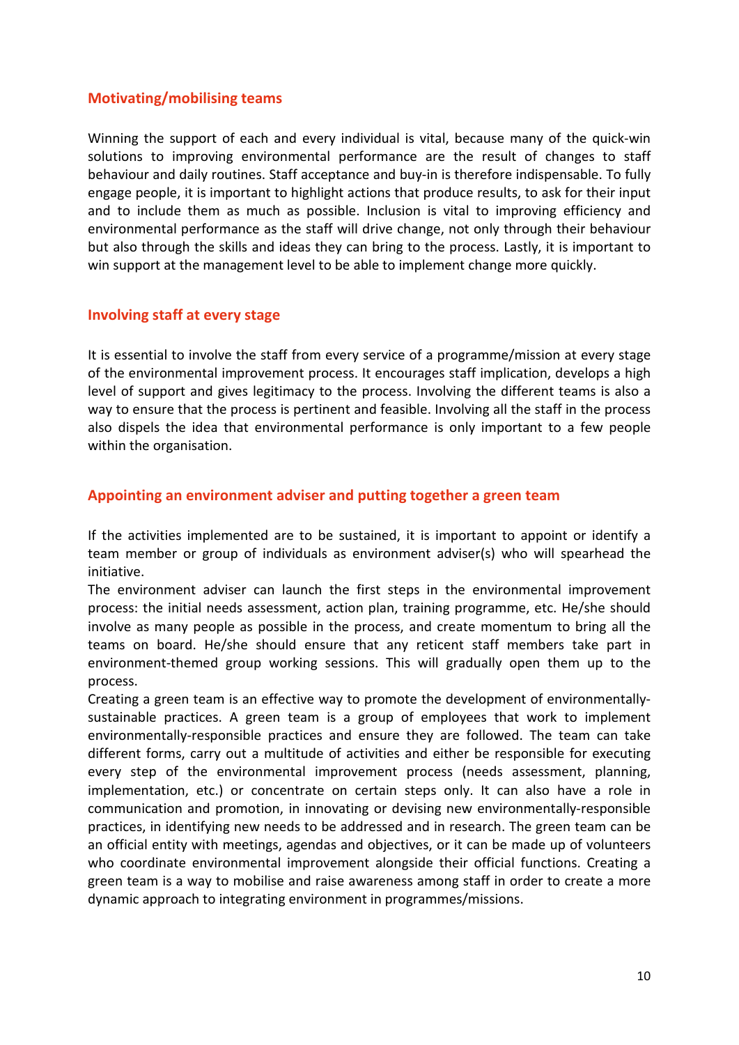### Motivating/mobilising teams

Winning the support of each and every individual is vital, because many of the quick-win solutions to improving environmental performance are the result of changes to staff behaviour and daily routines. Staff acceptance and buy-in is therefore indispensable. To fully engage people, it is important to highlight actions that produce results, to ask for their input and to include them as much as possible. Inclusion is vital to improving efficiency and environmental performance as the staff will drive change, not only through their behaviour but also through the skills and ideas they can bring to the process. Lastly, it is important to win support at the management level to be able to implement change more quickly.

### Involving staff at every stage

It is essential to involve the staff from every service of a programme/mission at every stage of the environmental improvement process. It encourages staff implication, develops a high level of support and gives legitimacy to the process. Involving the different teams is also a way to ensure that the process is pertinent and feasible. Involving all the staff in the process also dispels the idea that environmental performance is only important to a few people within the organisation.

### Appointing an environment adviser and putting together a green team

If the activities implemented are to be sustained, it is important to appoint or identify a team member or group of individuals as environment adviser(s) who will spearhead the initiative.

The environment adviser can launch the first steps in the environmental improvement process: the initial needs assessment, action plan, training programme, etc. He/she should involve as many people as possible in the process, and create momentum to bring all the teams on board. He/she should ensure that any reticent staff members take part in environment-themed group working sessions. This will gradually open them up to the process.

Creating a green team is an effective way to promote the development of environmentally-sustainable practices. A green team is a group of employees that work to implement environmentally-responsible practices and ensure they are followed. The team can take different forms, carry out a multitude of activities and either be responsible for executing every step of the environmental improvement process (needs assessment, planning, implementation, etc.) or concentrate on certain steps only. It can also have a role in communication and promotion, in innovating or devising new environmentally-responsible practices, in identifying new needs to be addressed and in research. The green team can be an official entity with meetings, agendas and objectives, or it can be made up of volunteers who coordinate environmental improvement alongside their official functions. Creating a green team is a way to mobilise and raise awareness among staff in order to create a more dynamic approach to integrating environment in programmes/missions.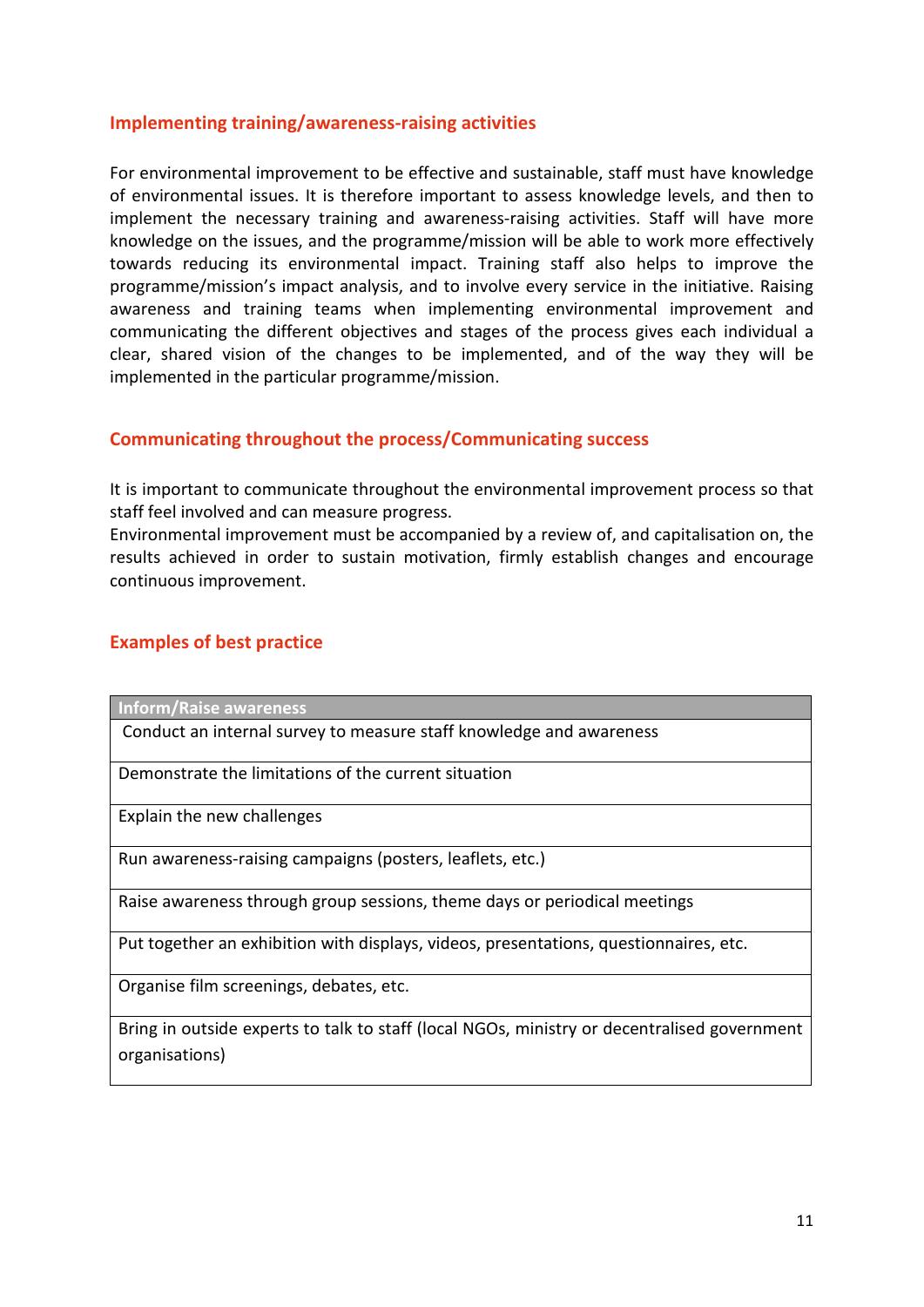## Implementing training/awareness-raising activities

For environmental improvement to be effective and sustainable, staff must have knowledge of environmental issues. It is therefore important to assess knowledge levels, and then to implement the necessary training and awareness-raising activities. Staff will have more knowledge on the issues, and the programme/mission will be able to work more effectively towards reducing its environmental impact. Training staff also helps to improve the programme/mission's impact analysis, and to involve every service in the initiative. Raising awareness and training teams when implementing environmental improvement and communicating the different objectives and stages of the process gives each individual a clear, shared vision of the changes to be implemented, and of the way they will be implemented in the particular programme/mission.

## Communicating throughout the process/Communicating success

It is important to communicate throughout the environmental improvement process so that staff feel involved and can measure progress.
Environmental improvement must be accompanied by a review of, and capitalisation on, the results achieved in order to sustain motivation, firmly establish changes and encourage continuous improvement.

## Examples of best practice

| Inform/Raise awareness |
|---|
| Conduct an internal survey to measure staff knowledge and awareness |
| Demonstrate the limitations of the current situation |
| Explain the new challenges |
| Run awareness-raising campaigns (posters, leaflets, etc.) |
| Raise awareness through group sessions, theme days or periodical meetings |
| Put together an exhibition with displays, videos, presentations, questionnaires, etc. |
| Organise film screenings, debates, etc. |
| Bring in outside experts to talk to staff (local NGOs, ministry or decentralised government organisations) |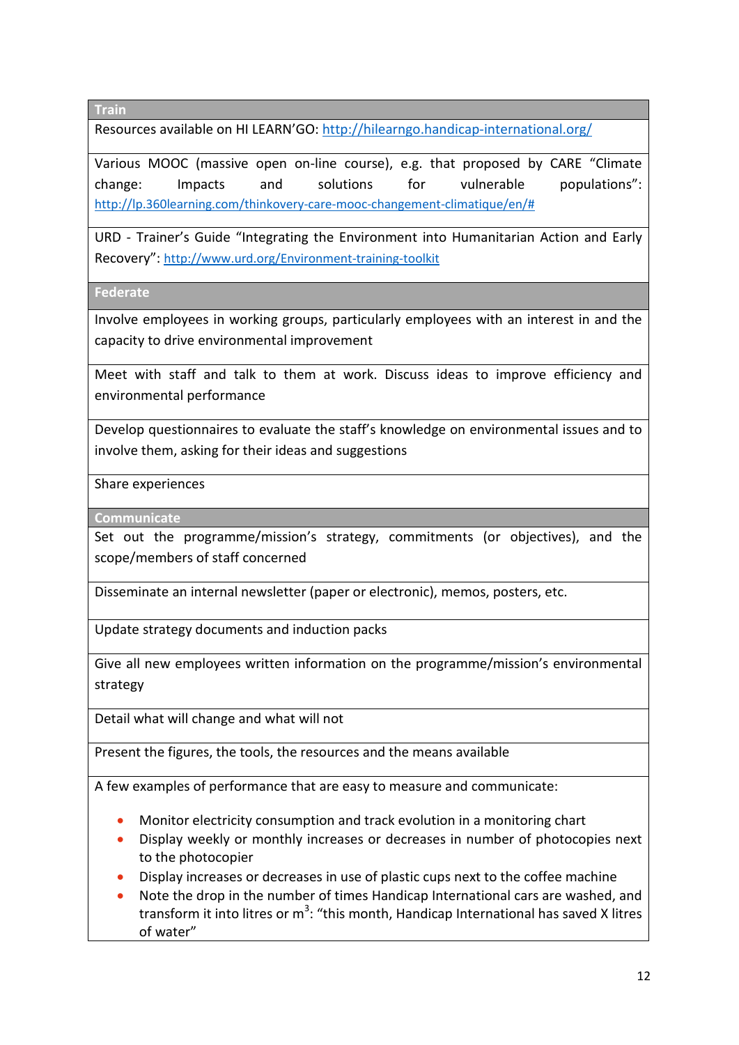| Train |
|---|
| Resources available on HI LEARN'GO: http://hilearngo.handicap-international.org/ |
| Various MOOC (massive open on-line course), e.g. that proposed by CARE "Climate change: Impacts and solutions for vulnerable populations": http://lp.360learning.com/thinkovery-care-mooc-changement-climatique/en/# |
| URD - Trainer's Guide "Integrating the Environment into Humanitarian Action and Early Recovery": http://www.urd.org/Environment-training-toolkit |
| **Federate** |
| Involve employees in working groups, particularly employees with an interest in and the capacity to drive environmental improvement |
| Meet with staff and talk to them at work. Discuss ideas to improve efficiency and environmental performance |
| Develop questionnaires to evaluate the staff's knowledge on environmental issues and to involve them, asking for their ideas and suggestions |
| Share experiences |
| **Communicate** |
| Set out the programme/mission's strategy, commitments (or objectives), and the scope/members of staff concerned |
| Disseminate an internal newsletter (paper or electronic), memos, posters, etc. |
| Update strategy documents and induction packs |
| Give all new employees written information on the programme/mission's environmental strategy |
| Detail what will change and what will not |
| Present the figures, the tools, the resources and the means available |
| A few examples of performance that are easy to measure and communicate:<br>• Monitor electricity consumption and track evolution in a monitoring chart<br>• Display weekly or monthly increases or decreases in number of photocopies next to the photocopier<br>• Display increases or decreases in use of plastic cups next to the coffee machine<br>• Note the drop in the number of times Handicap International cars are washed, and transform it into litres or $m^3$: "this month, Handicap International has saved X litres of water" |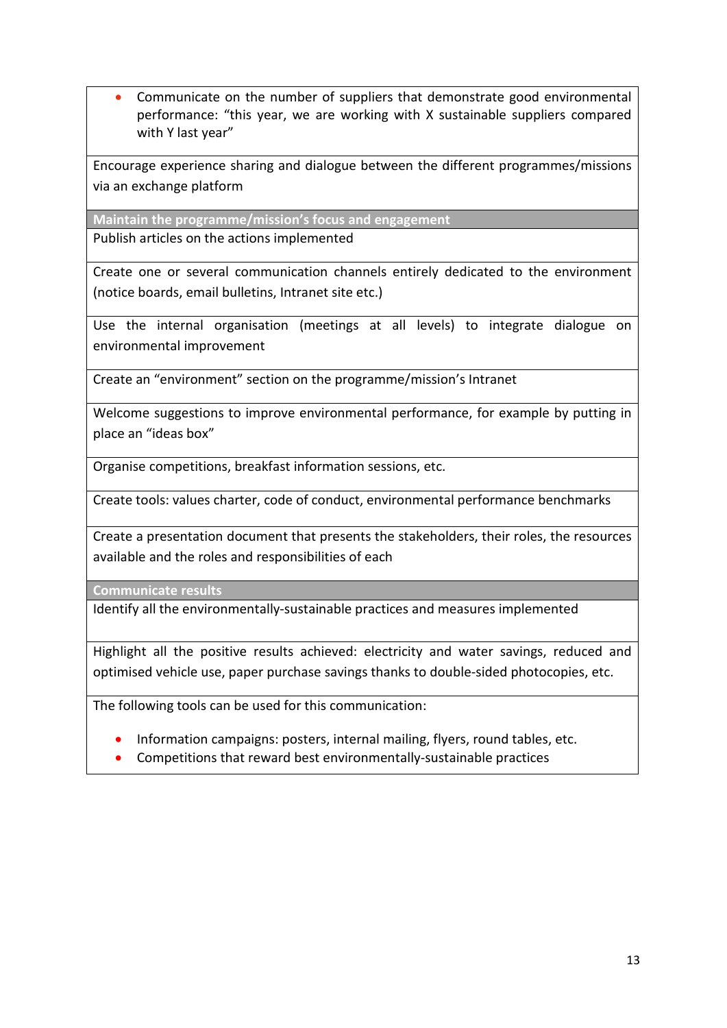| |
|---|
| • Communicate on the number of suppliers that demonstrate good environmental performance: “this year, we are working with X sustainable suppliers compared with Y last year” |
| Encourage experience sharing and dialogue between the different programmes/missions via an exchange platform |
| **Maintain the programme/mission’s focus and engagement** |
| Publish articles on the actions implemented |
| Create one or several communication channels entirely dedicated to the environment (notice boards, email bulletins, Intranet site etc.) |
| Use the internal organisation (meetings at all levels) to integrate dialogue on environmental improvement |
| Create an “environment” section on the programme/mission’s Intranet |
| Welcome suggestions to improve environmental performance, for example by putting in place an “ideas box” |
| Organise competitions, breakfast information sessions, etc. |
| Create tools: values charter, code of conduct, environmental performance benchmarks |
| Create a presentation document that presents the stakeholders, their roles, the resources available and the roles and responsibilities of each |
| **Communicate results** |
| Identify all the environmentally-sustainable practices and measures implemented |
| Highlight all the positive results achieved: electricity and water savings, reduced and optimised vehicle use, paper purchase savings thanks to double-sided photocopies, etc. |
| The following tools can be used for this communication: <br> • Information campaigns: posters, internal mailing, flyers, round tables, etc. <br> • Competitions that reward best environmentally-sustainable practices |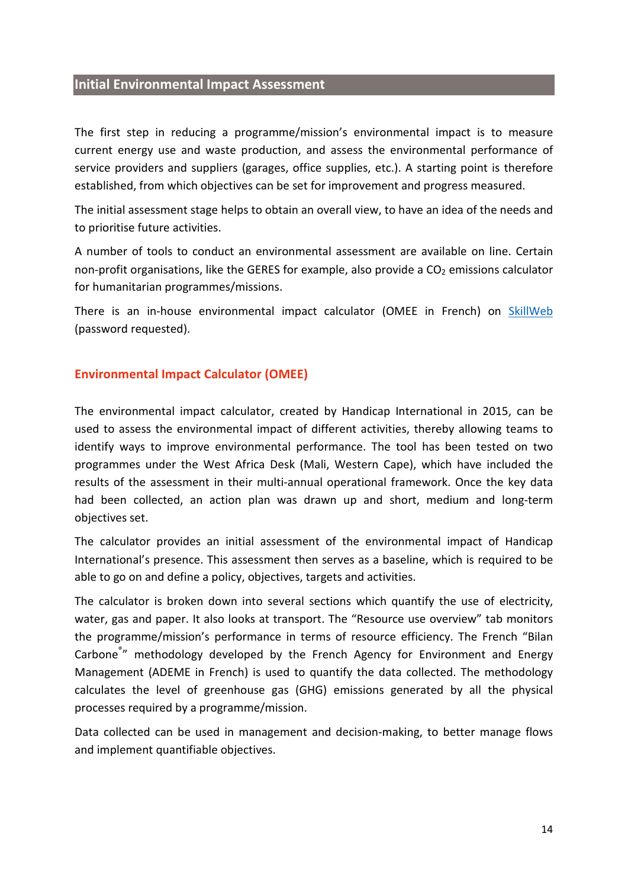## Initial Environmental Impact Assessment

The first step in reducing a programme/mission's environmental impact is to measure current energy use and waste production, and assess the environmental performance of service providers and suppliers (garages, office supplies, etc.). A starting point is therefore established, from which objectives can be set for improvement and progress measured.

The initial assessment stage helps to obtain an overall view, to have an idea of the needs and to prioritise future activities.

A number of tools to conduct an environmental assessment are available on line. Certain non-profit organisations, like the GERES for example, also provide a $CO_2$ emissions calculator for humanitarian programmes/missions.

There is an in-house environmental impact calculator (OMEE in French) on SkillWeb (password requested).

### Environmental Impact Calculator (OMEE)

The environmental impact calculator, created by Handicap International in 2015, can be used to assess the environmental impact of different activities, thereby allowing teams to identify ways to improve environmental performance. The tool has been tested on two programmes under the West Africa Desk (Mali, Western Cape), which have included the results of the assessment in their multi-annual operational framework. Once the key data had been collected, an action plan was drawn up and short, medium and long-term objectives set.

The calculator provides an initial assessment of the environmental impact of Handicap International's presence. This assessment then serves as a baseline, which is required to be able to go on and define a policy, objectives, targets and activities.

The calculator is broken down into several sections which quantify the use of electricity, water, gas and paper. It also looks at transport. The "Resource use overview" tab monitors the programme/mission's performance in terms of resource efficiency. The French "Bilan Carbone®" methodology developed by the French Agency for Environment and Energy Management (ADEME in French) is used to quantify the data collected. The methodology calculates the level of greenhouse gas (GHG) emissions generated by all the physical processes required by a programme/mission.

Data collected can be used in management and decision-making, to better manage flows and implement quantifiable objectives.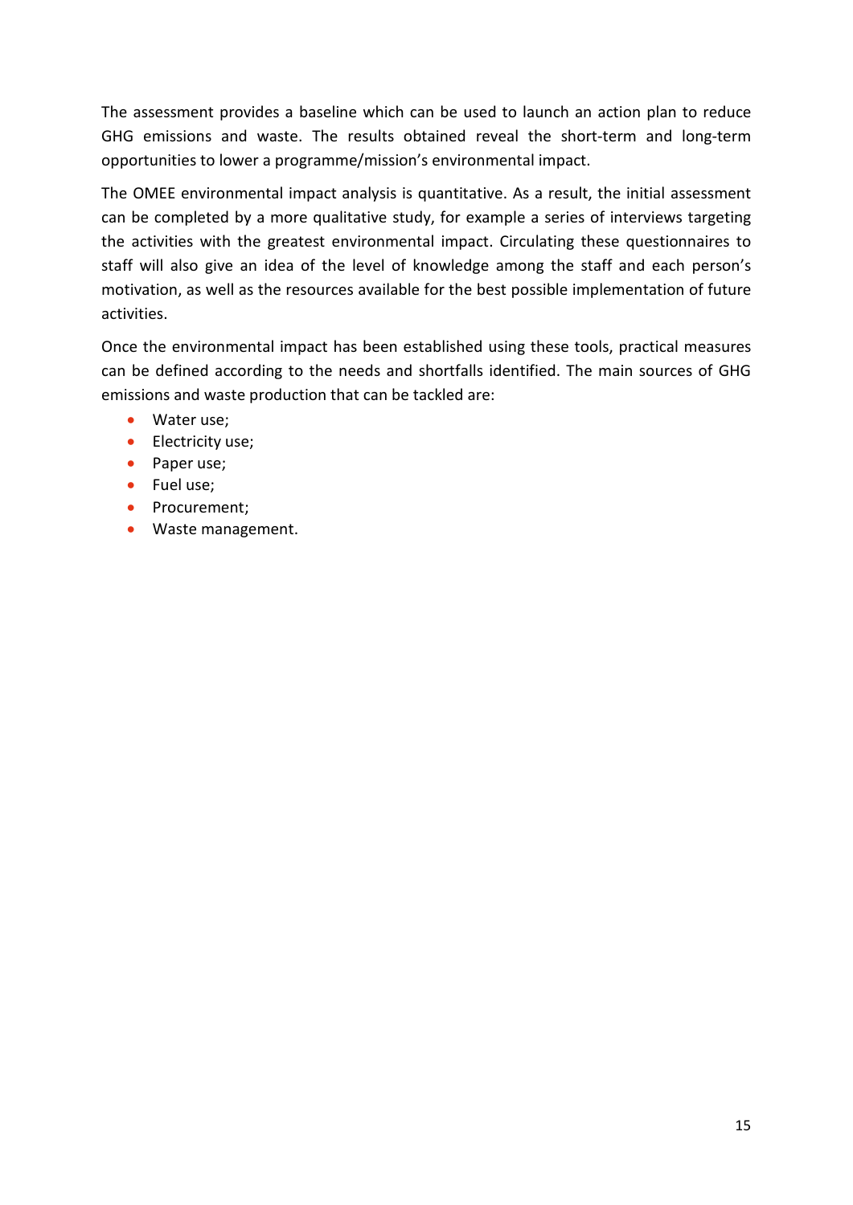The assessment provides a baseline which can be used to launch an action plan to reduce GHG emissions and waste. The results obtained reveal the short-term and long-term opportunities to lower a programme/mission's environmental impact.

The OMEE environmental impact analysis is quantitative. As a result, the initial assessment can be completed by a more qualitative study, for example a series of interviews targeting the activities with the greatest environmental impact. Circulating these questionnaires to staff will also give an idea of the level of knowledge among the staff and each person's motivation, as well as the resources available for the best possible implementation of future activities.

Once the environmental impact has been established using these tools, practical measures can be defined according to the needs and shortfalls identified. The main sources of GHG emissions and waste production that can be tackled are:

- Water use;
- Electricity use;
- Paper use;
- Fuel use;
- Procurement;
- Waste management.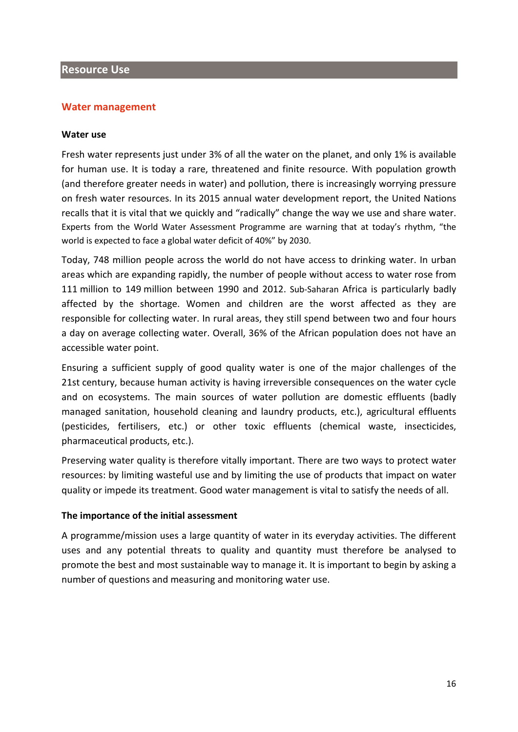## Resource Use

### Water management

#### Water use

Fresh water represents just under 3% of all the water on the planet, and only 1% is available for human use. It is today a rare, threatened and finite resource. With population growth (and therefore greater needs in water) and pollution, there is increasingly worrying pressure on fresh water resources. In its 2015 annual water development report, the United Nations recalls that it is vital that we quickly and "radically" change the way we use and share water. Experts from the World Water Assessment Programme are warning that at today's rhythm, "the world is expected to face a global water deficit of 40%" by 2030.

Today, 748 million people across the world do not have access to drinking water. In urban areas which are expanding rapidly, the number of people without access to water rose from 111 million to 149 million between 1990 and 2012. Sub-Saharan Africa is particularly badly affected by the shortage. Women and children are the worst affected as they are responsible for collecting water. In rural areas, they still spend between two and four hours a day on average collecting water. Overall, 36% of the African population does not have an accessible water point.

Ensuring a sufficient supply of good quality water is one of the major challenges of the 21st century, because human activity is having irreversible consequences on the water cycle and on ecosystems. The main sources of water pollution are domestic effluents (badly managed sanitation, household cleaning and laundry products, etc.), agricultural effluents (pesticides, fertilisers, etc.) or other toxic effluents (chemical waste, insecticides, pharmaceutical products, etc.).

Preserving water quality is therefore vitally important. There are two ways to protect water resources: by limiting wasteful use and by limiting the use of products that impact on water quality or impede its treatment. Good water management is vital to satisfy the needs of all.

#### The importance of the initial assessment

A programme/mission uses a large quantity of water in its everyday activities. The different uses and any potential threats to quality and quantity must therefore be analysed to promote the best and most sustainable way to manage it. It is important to begin by asking a number of questions and measuring and monitoring water use.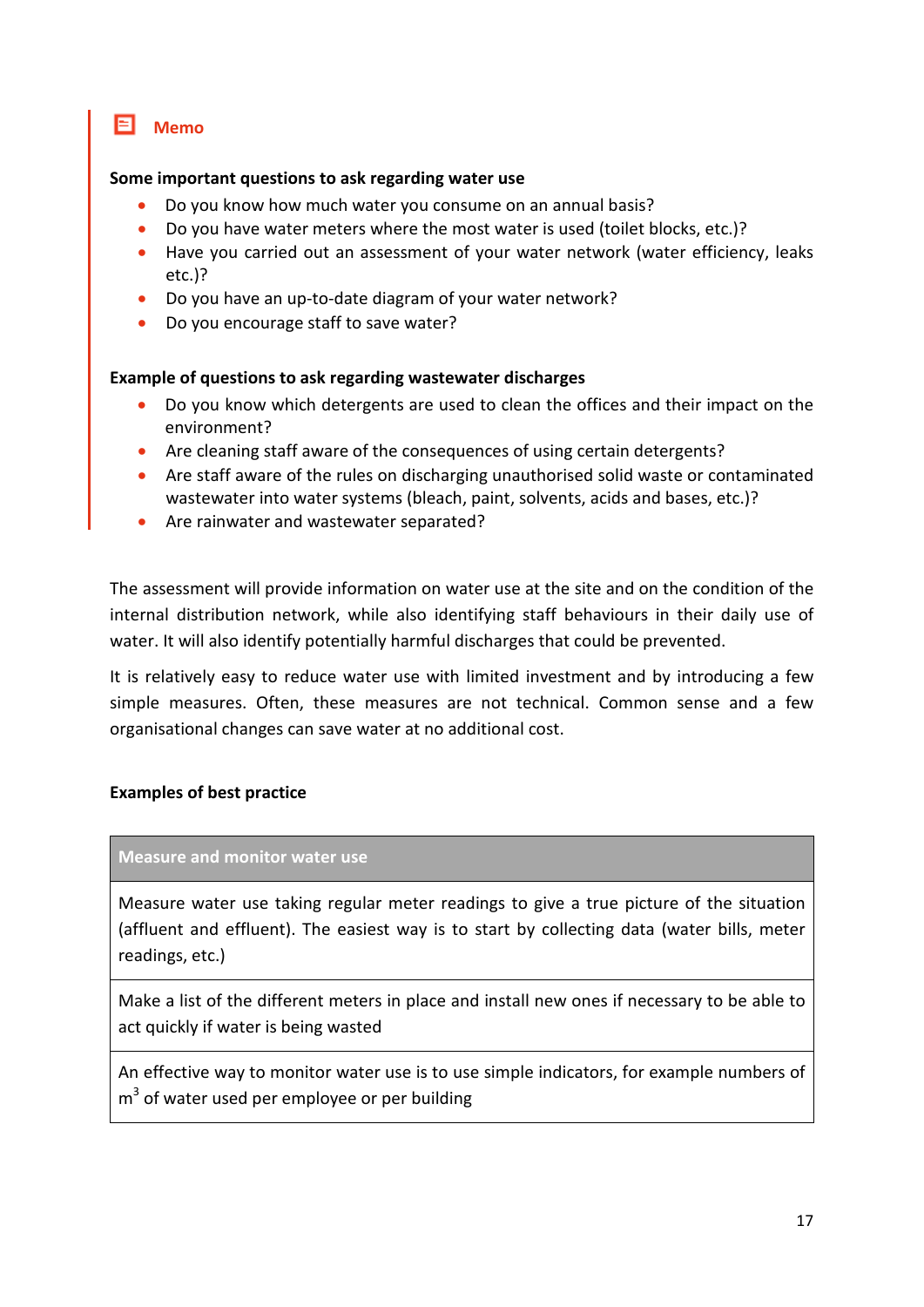**Memo**

**Some important questions to ask regarding water use**

- Do you know how much water you consume on an annual basis?
- Do you have water meters where the most water is used (toilet blocks, etc.)?
- Have you carried out an assessment of your water network (water efficiency, leaks etc.)?
- Do you have an up-to-date diagram of your water network?
- Do you encourage staff to save water?

**Example of questions to ask regarding wastewater discharges**

- Do you know which detergents are used to clean the offices and their impact on the environment?
- Are cleaning staff aware of the consequences of using certain detergents?
- Are staff aware of the rules on discharging unauthorised solid waste or contaminated wastewater into water systems (bleach, paint, solvents, acids and bases, etc.)?
- Are rainwater and wastewater separated?

The assessment will provide information on water use at the site and on the condition of the internal distribution network, while also identifying staff behaviours in their daily use of water. It will also identify potentially harmful discharges that could be prevented.

It is relatively easy to reduce water use with limited investment and by introducing a few simple measures. Often, these measures are not technical. Common sense and a few organisational changes can save water at no additional cost.

**Examples of best practice**

| Measure and monitor water use |
| --- |
| Measure water use taking regular meter readings to give a true picture of the situation (affluent and effluent). The easiest way is to start by collecting data (water bills, meter readings, etc.) |
| Make a list of the different meters in place and install new ones if necessary to be able to act quickly if water is being wasted |
| An effective way to monitor water use is to use simple indicators, for example numbers of $m^3$ of water used per employee or per building |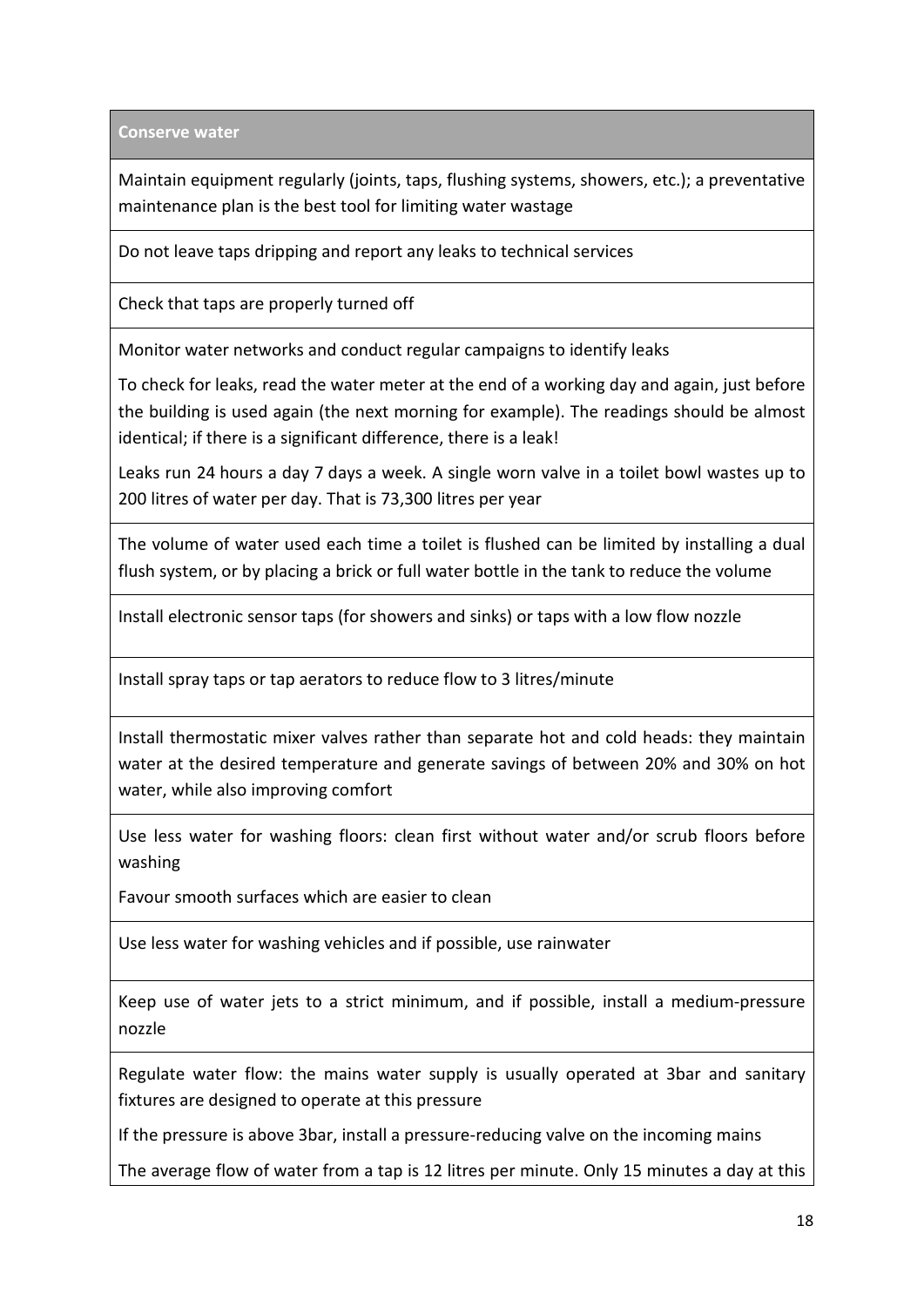| Conserve water |
| --- |
| Maintain equipment regularly (joints, taps, flushing systems, showers, etc.); a preventative maintenance plan is the best tool for limiting water wastage |
| Do not leave taps dripping and report any leaks to technical services |
| Check that taps are properly turned off |
| Monitor water networks and conduct regular campaigns to identify leaks<br><br>To check for leaks, read the water meter at the end of a working day and again, just before the building is used again (the next morning for example). The readings should be almost identical; if there is a significant difference, there is a leak!<br><br>Leaks run 24 hours a day 7 days a week. A single worn valve in a toilet bowl wastes up to 200 litres of water per day. That is 73,300 litres per year |
| The volume of water used each time a toilet is flushed can be limited by installing a dual flush system, or by placing a brick or full water bottle in the tank to reduce the volume |
| Install electronic sensor taps (for showers and sinks) or taps with a low flow nozzle |
| Install spray taps or tap aerators to reduce flow to 3 litres/minute |
| Install thermostatic mixer valves rather than separate hot and cold heads: they maintain water at the desired temperature and generate savings of between 20% and 30% on hot water, while also improving comfort |
| Use less water for washing floors: clean first without water and/or scrub floors before washing<br><br>Favour smooth surfaces which are easier to clean |
| Use less water for washing vehicles and if possible, use rainwater |
| Keep use of water jets to a strict minimum, and if possible, install a medium-pressure nozzle |
| Regulate water flow: the mains water supply is usually operated at 3bar and sanitary fixtures are designed to operate at this pressure<br><br>If the pressure is above 3bar, install a pressure-reducing valve on the incoming mains<br><br>The average flow of water from a tap is 12 litres per minute. Only 15 minutes a day at this |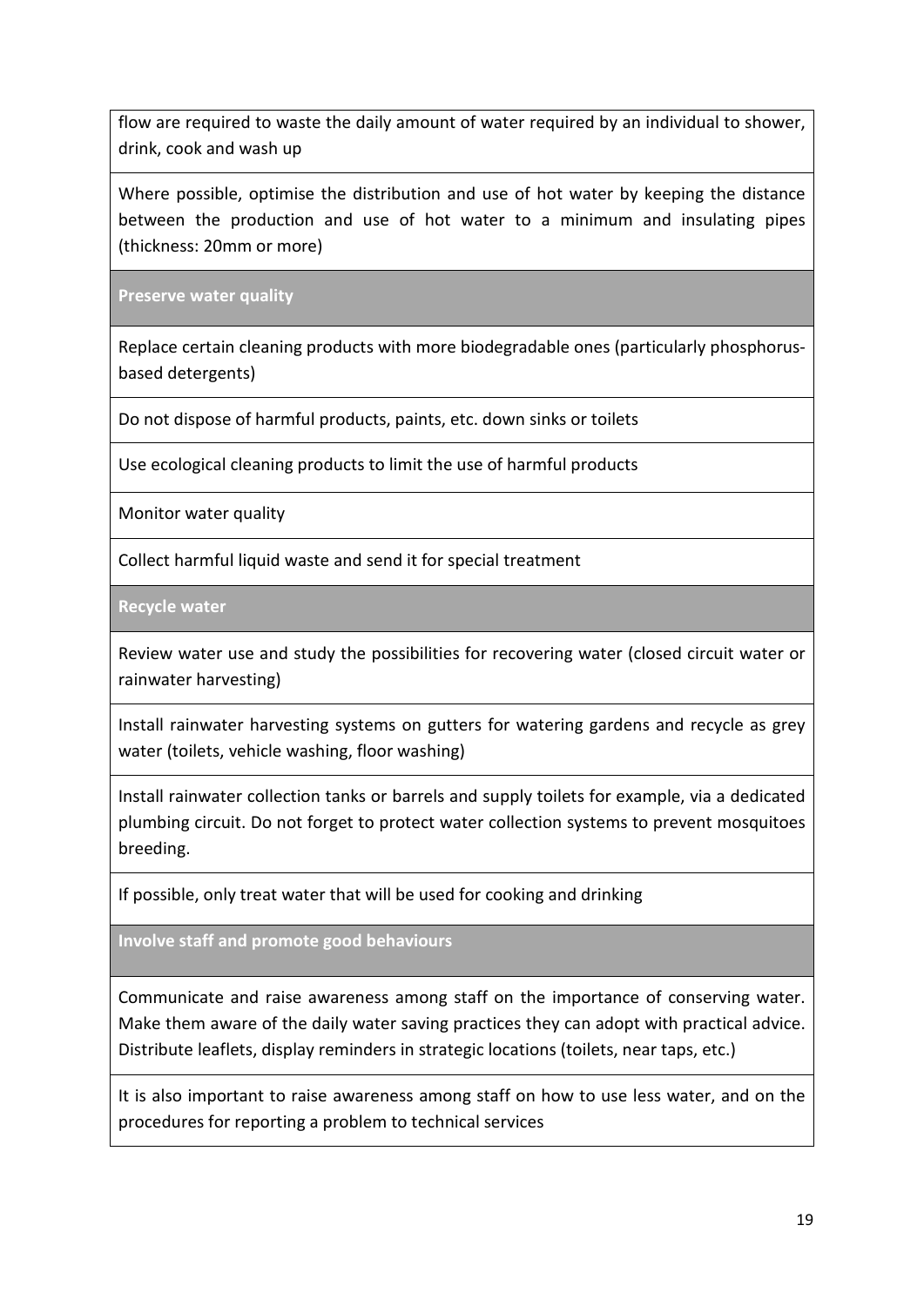| flow are required to waste the daily amount of water required by an individual to shower, drink, cook and wash up |
| --- |
| Where possible, optimise the distribution and use of hot water by keeping the distance between the production and use of hot water to a minimum and insulating pipes (thickness: 20mm or more) |
| **Preserve water quality** |
| Replace certain cleaning products with more biodegradable ones (particularly phosphorus-based detergents) |
| Do not dispose of harmful products, paints, etc. down sinks or toilets |
| Use ecological cleaning products to limit the use of harmful products |
| Monitor water quality |
| Collect harmful liquid waste and send it for special treatment |
| **Recycle water** |
| Review water use and study the possibilities for recovering water (closed circuit water or rainwater harvesting) |
| Install rainwater harvesting systems on gutters for watering gardens and recycle as grey water (toilets, vehicle washing, floor washing) |
| Install rainwater collection tanks or barrels and supply toilets for example, via a dedicated plumbing circuit. Do not forget to protect water collection systems to prevent mosquitoes breeding. |
| If possible, only treat water that will be used for cooking and drinking |
| **Involve staff and promote good behaviours** |
| Communicate and raise awareness among staff on the importance of conserving water. Make them aware of the daily water saving practices they can adopt with practical advice. Distribute leaflets, display reminders in strategic locations (toilets, near taps, etc.) |
| It is also important to raise awareness among staff on how to use less water, and on the procedures for reporting a problem to technical services |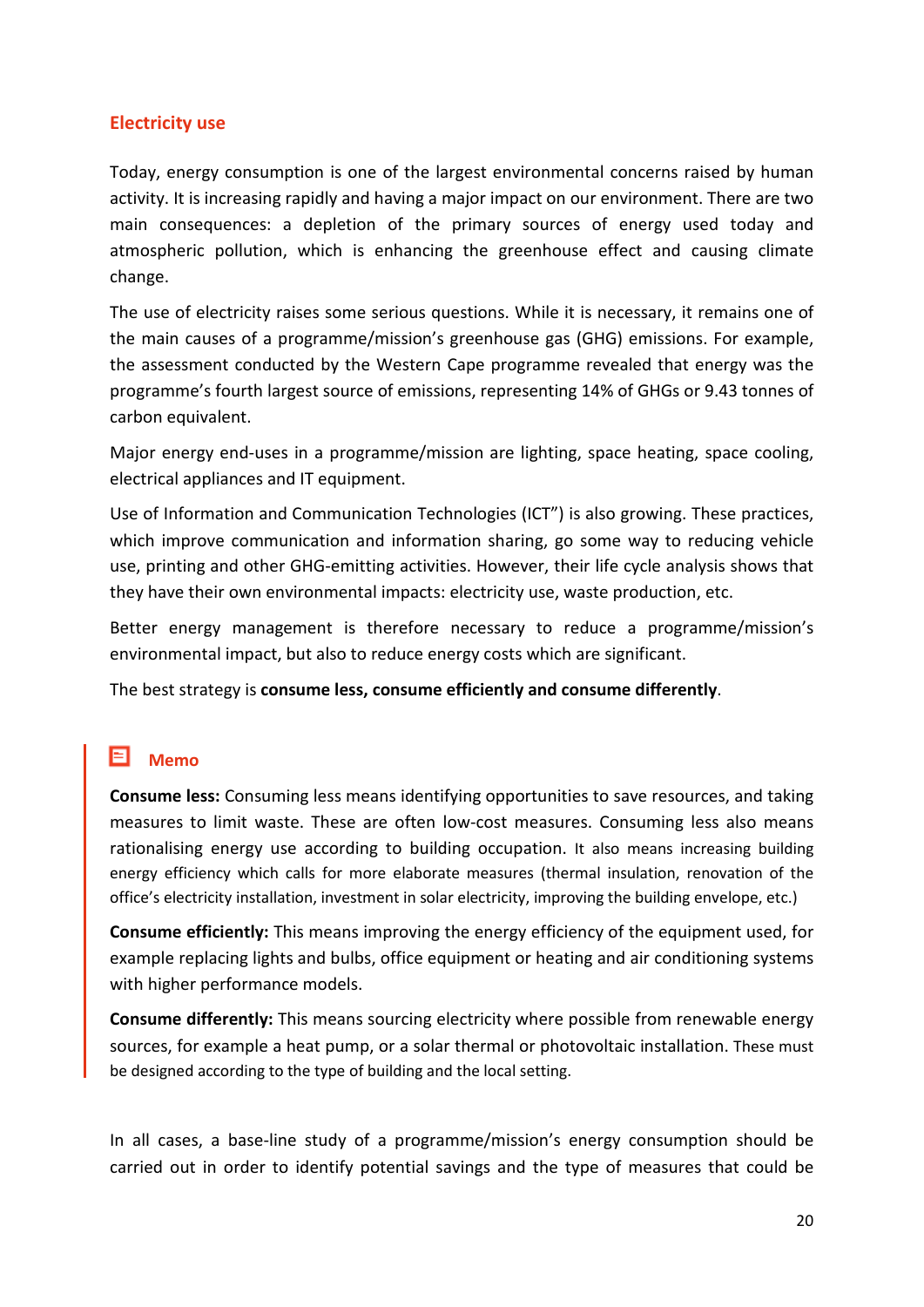## Electricity use

Today, energy consumption is one of the largest environmental concerns raised by human activity. It is increasing rapidly and having a major impact on our environment. There are two main consequences: a depletion of the primary sources of energy used today and atmospheric pollution, which is enhancing the greenhouse effect and causing climate change.

The use of electricity raises some serious questions. While it is necessary, it remains one of the main causes of a programme/mission's greenhouse gas (GHG) emissions. For example, the assessment conducted by the Western Cape programme revealed that energy was the programme's fourth largest source of emissions, representing 14% of GHGs or 9.43 tonnes of carbon equivalent.

Major energy end-uses in a programme/mission are lighting, space heating, space cooling, electrical appliances and IT equipment.

Use of Information and Communication Technologies (ICT") is also growing. These practices, which improve communication and information sharing, go some way to reducing vehicle use, printing and other GHG-emitting activities. However, their life cycle analysis shows that they have their own environmental impacts: electricity use, waste production, etc.

Better energy management is therefore necessary to reduce a programme/mission's environmental impact, but also to reduce energy costs which are significant.

The best strategy is **consume less, consume efficiently and consume differently**.

### Memo

**Consume less:** Consuming less means identifying opportunities to save resources, and taking measures to limit waste. These are often low-cost measures. Consuming less also means rationalising energy use according to building occupation. It also means increasing building energy efficiency which calls for more elaborate measures (thermal insulation, renovation of the office's electricity installation, investment in solar electricity, improving the building envelope, etc.)

**Consume efficiently:** This means improving the energy efficiency of the equipment used, for example replacing lights and bulbs, office equipment or heating and air conditioning systems with higher performance models.

**Consume differently:** This means sourcing electricity where possible from renewable energy sources, for example a heat pump, or a solar thermal or photovoltaic installation. These must be designed according to the type of building and the local setting.

In all cases, a base-line study of a programme/mission's energy consumption should be carried out in order to identify potential savings and the type of measures that could be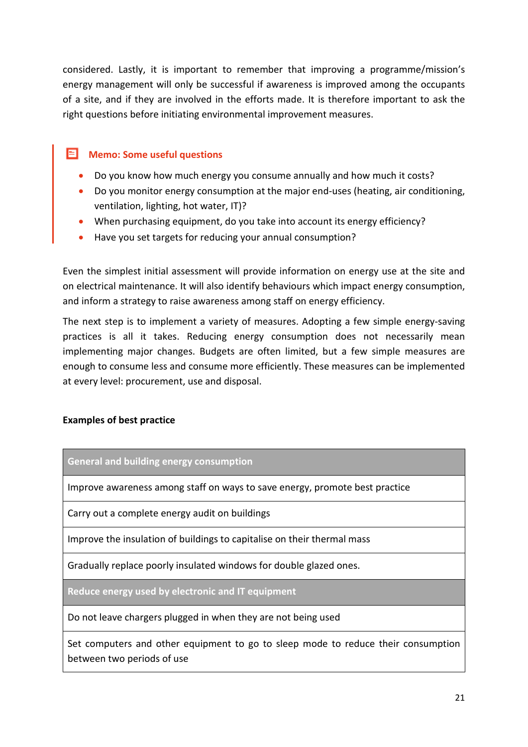considered. Lastly, it is important to remember that improving a programme/mission's energy management will only be successful if awareness is improved among the occupants of a site, and if they are involved in the efforts made. It is therefore important to ask the right questions before initiating environmental improvement measures.

> **Memo: Some useful questions**
>
> - Do you know how much energy you consume annually and how much it costs?
> - Do you monitor energy consumption at the major end-uses (heating, air conditioning, ventilation, lighting, hot water, IT)?
> - When purchasing equipment, do you take into account its energy efficiency?
> - Have you set targets for reducing your annual consumption?

Even the simplest initial assessment will provide information on energy use at the site and on electrical maintenance. It will also identify behaviours which impact energy consumption, and inform a strategy to raise awareness among staff on energy efficiency.

The next step is to implement a variety of measures. Adopting a few simple energy-saving practices is all it takes. Reducing energy consumption does not necessarily mean implementing major changes. Budgets are often limited, but a few simple measures are enough to consume less and consume more efficiently. These measures can be implemented at every level: procurement, use and disposal.

**Examples of best practice**

| General and building energy consumption |
| --- |
| Improve awareness among staff on ways to save energy, promote best practice |
| Carry out a complete energy audit on buildings |
| Improve the insulation of buildings to capitalise on their thermal mass |
| Gradually replace poorly insulated windows for double glazed ones. |
| **Reduce energy used by electronic and IT equipment** |
| Do not leave chargers plugged in when they are not being used |
| Set computers and other equipment to go to sleep mode to reduce their consumption between two periods of use |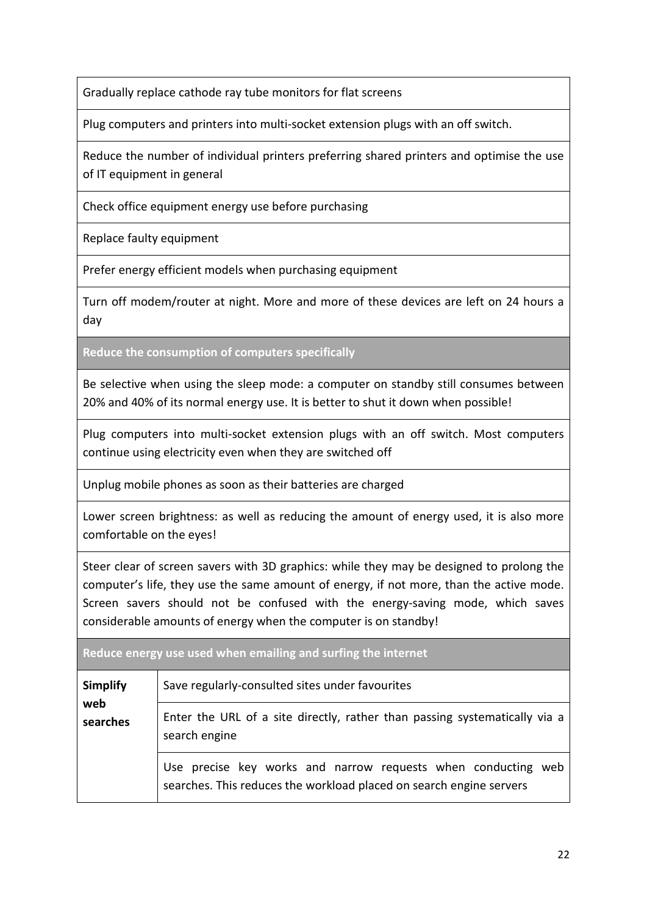| |
|---|
| Gradually replace cathode ray tube monitors for flat screens |
| Plug computers and printers into multi-socket extension plugs with an off switch. |
| Reduce the number of individual printers preferring shared printers and optimise the use of IT equipment in general |
| Check office equipment energy use before purchasing |
| Replace faulty equipment |
| Prefer energy efficient models when purchasing equipment |
| Turn off modem/router at night. More and more of these devices are left on 24 hours a day |
| **Reduce the consumption of computers specifically** |
| Be selective when using the sleep mode: a computer on standby still consumes between 20% and 40% of its normal energy use. It is better to shut it down when possible! |
| Plug computers into multi-socket extension plugs with an off switch. Most computers continue using electricity even when they are switched off |
| Unplug mobile phones as soon as their batteries are charged |
| Lower screen brightness: as well as reducing the amount of energy used, it is also more comfortable on the eyes! |
| Steer clear of screen savers with 3D graphics: while they may be designed to prolong the computer's life, they use the same amount of energy, if not more, than the active mode. Screen savers should not be confused with the energy-saving mode, which saves considerable amounts of energy when the computer is on standby! |

| **Reduce energy use used when emailing and surfing the internet** | |
|---|---|
| **Simplify web searches** | Save regularly-consulted sites under favourites |
| | Enter the URL of a site directly, rather than passing systematically via a search engine |
| | Use precise key works and narrow requests when conducting web searches. This reduces the workload placed on search engine servers |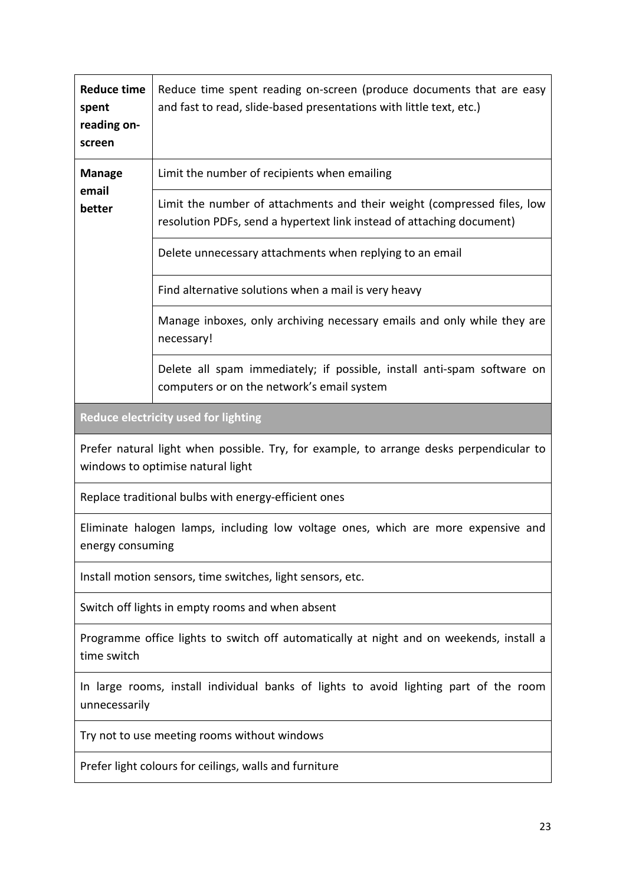| | |
|---|---|
| **Reduce time spent reading on-screen** | Reduce time spent reading on-screen (produce documents that are easy and fast to read, slide-based presentations with little text, etc.) |
| **Manage email better** | Limit the number of recipients when emailing |
| | Limit the number of attachments and their weight (compressed files, low resolution PDFs, send a hypertext link instead of attaching document) |
| | Delete unnecessary attachments when replying to an email |
| | Find alternative solutions when a mail is very heavy |
| | Manage inboxes, only archiving necessary emails and only while they are necessary! |
| | Delete all spam immediately; if possible, install anti-spam software on computers or on the network's email system |

| **Reduce electricity used for lighting** |
|---|
| Prefer natural light when possible. Try, for example, to arrange desks perpendicular to windows to optimise natural light |
| Replace traditional bulbs with energy-efficient ones |
| Eliminate halogen lamps, including low voltage ones, which are more expensive and energy consuming |
| Install motion sensors, time switches, light sensors, etc. |
| Switch off lights in empty rooms and when absent |
| Programme office lights to switch off automatically at night and on weekends, install a time switch |
| In large rooms, install individual banks of lights to avoid lighting part of the room unnecessarily |
| Try not to use meeting rooms without windows |
| Prefer light colours for ceilings, walls and furniture |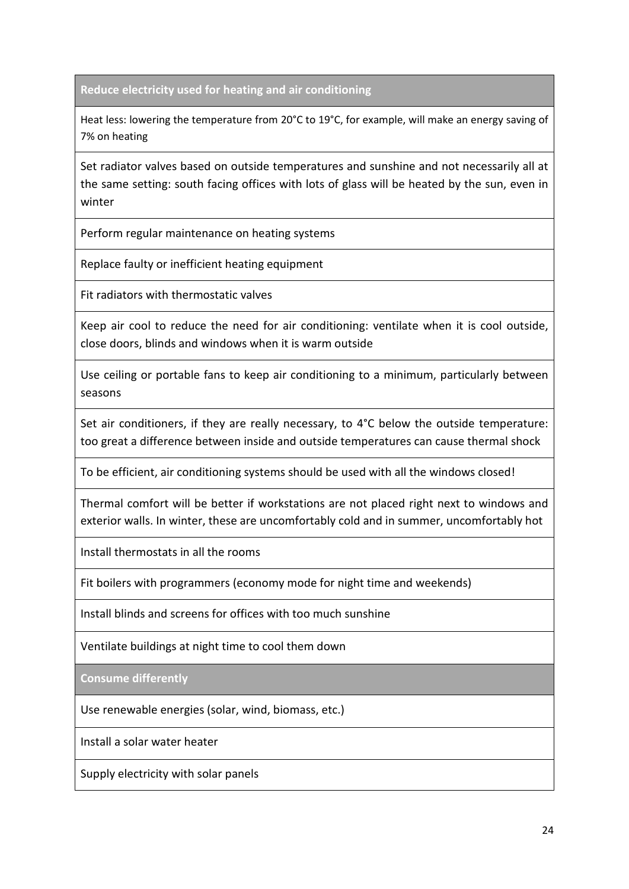| **Reduce electricity used for heating and air conditioning** |
|---|
| Heat less: lowering the temperature from 20°C to 19°C, for example, will make an energy saving of 7% on heating |
| Set radiator valves based on outside temperatures and sunshine and not necessarily all at the same setting: south facing offices with lots of glass will be heated by the sun, even in winter |
| Perform regular maintenance on heating systems |
| Replace faulty or inefficient heating equipment |
| Fit radiators with thermostatic valves |
| Keep air cool to reduce the need for air conditioning: ventilate when it is cool outside, close doors, blinds and windows when it is warm outside |
| Use ceiling or portable fans to keep air conditioning to a minimum, particularly between seasons |
| Set air conditioners, if they are really necessary, to 4°C below the outside temperature: too great a difference between inside and outside temperatures can cause thermal shock |
| To be efficient, air conditioning systems should be used with all the windows closed! |
| Thermal comfort will be better if workstations are not placed right next to windows and exterior walls. In winter, these are uncomfortably cold and in summer, uncomfortably hot |
| Install thermostats in all the rooms |
| Fit boilers with programmers (economy mode for night time and weekends) |
| Install blinds and screens for offices with too much sunshine |
| Ventilate buildings at night time to cool them down |
| **Consume differently** |
| Use renewable energies (solar, wind, biomass, etc.) |
| Install a solar water heater |
| Supply electricity with solar panels |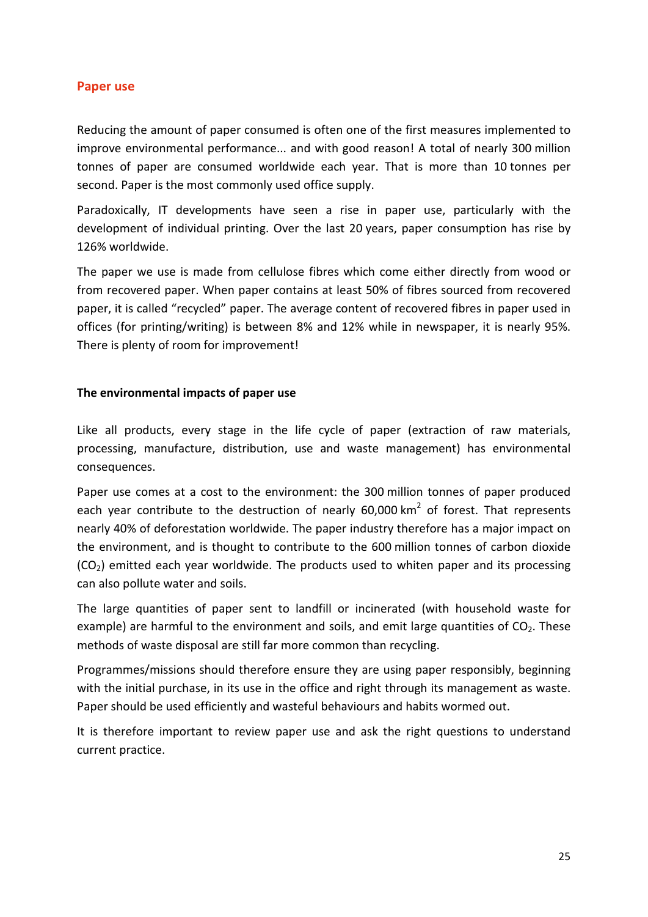## Paper use

Reducing the amount of paper consumed is often one of the first measures implemented to improve environmental performance... and with good reason! A total of nearly 300 million tonnes of paper are consumed worldwide each year. That is more than 10 tonnes per second. Paper is the most commonly used office supply.

Paradoxically, IT developments have seen a rise in paper use, particularly with the development of individual printing. Over the last 20 years, paper consumption has rise by 126% worldwide.

The paper we use is made from cellulose fibres which come either directly from wood or from recovered paper. When paper contains at least 50% of fibres sourced from recovered paper, it is called "recycled" paper. The average content of recovered fibres in paper used in offices (for printing/writing) is between 8% and 12% while in newspaper, it is nearly 95%. There is plenty of room for improvement!

### The environmental impacts of paper use

Like all products, every stage in the life cycle of paper (extraction of raw materials, processing, manufacture, distribution, use and waste management) has environmental consequences.

Paper use comes at a cost to the environment: the 300 million tonnes of paper produced each year contribute to the destruction of nearly 60,000 $km^2$ of forest. That represents nearly 40% of deforestation worldwide. The paper industry therefore has a major impact on the environment, and is thought to contribute to the 600 million tonnes of carbon dioxide ($CO_2$) emitted each year worldwide. The products used to whiten paper and its processing can also pollute water and soils.

The large quantities of paper sent to landfill or incinerated (with household waste for example) are harmful to the environment and soils, and emit large quantities of $CO_2$. These methods of waste disposal are still far more common than recycling.

Programmes/missions should therefore ensure they are using paper responsibly, beginning with the initial purchase, in its use in the office and right through its management as waste. Paper should be used efficiently and wasteful behaviours and habits wormed out.

It is therefore important to review paper use and ask the right questions to understand current practice.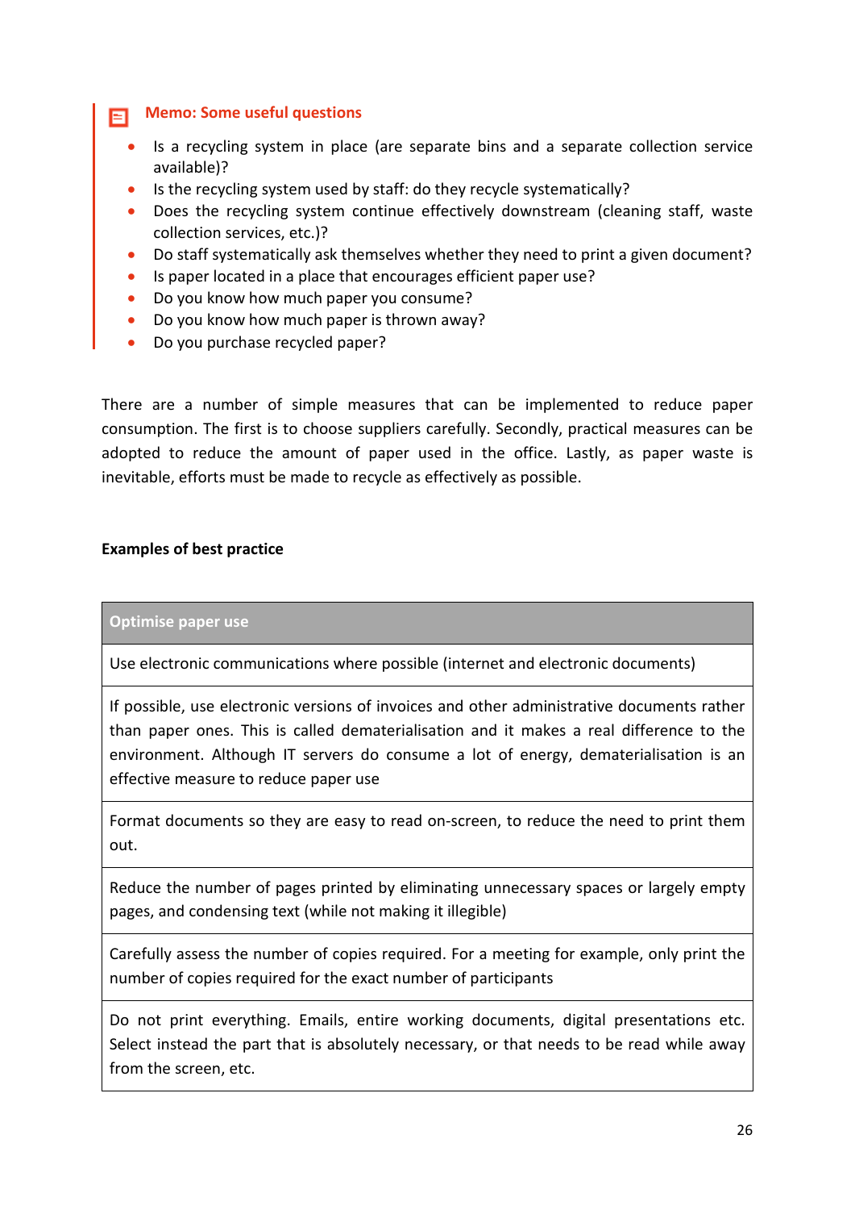**Memo: Some useful questions**

- Is a recycling system in place (are separate bins and a separate collection service available)?
- Is the recycling system used by staff: do they recycle systematically?
- Does the recycling system continue effectively downstream (cleaning staff, waste collection services, etc.)?
- Do staff systematically ask themselves whether they need to print a given document?
- Is paper located in a place that encourages efficient paper use?
- Do you know how much paper you consume?
- Do you know how much paper is thrown away?
- Do you purchase recycled paper?

There are a number of simple measures that can be implemented to reduce paper consumption. The first is to choose suppliers carefully. Secondly, practical measures can be adopted to reduce the amount of paper used in the office. Lastly, as paper waste is inevitable, efforts must be made to recycle as effectively as possible.

**Examples of best practice**

| Optimise paper use |
|---|
| Use electronic communications where possible (internet and electronic documents) |
| If possible, use electronic versions of invoices and other administrative documents rather than paper ones. This is called dematerialisation and it makes a real difference to the environment. Although IT servers do consume a lot of energy, dematerialisation is an effective measure to reduce paper use |
| Format documents so they are easy to read on-screen, to reduce the need to print them out. |
| Reduce the number of pages printed by eliminating unnecessary spaces or largely empty pages, and condensing text (while not making it illegible) |
| Carefully assess the number of copies required. For a meeting for example, only print the number of copies required for the exact number of participants |
| Do not print everything. Emails, entire working documents, digital presentations etc. Select instead the part that is absolutely necessary, or that needs to be read while away from the screen, etc. |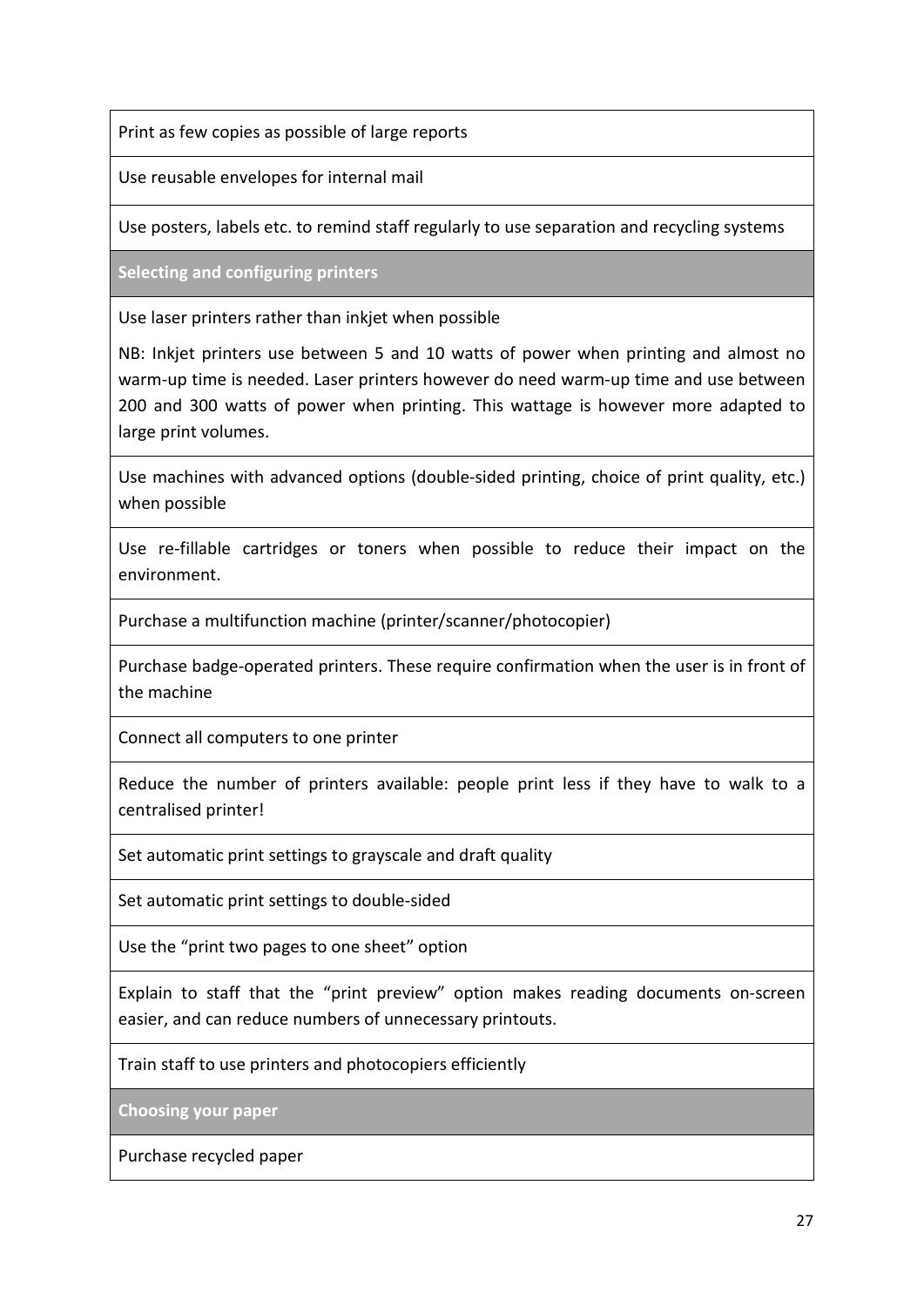| Print as few copies as possible of large reports |
|---|
| Use reusable envelopes for internal mail |
| Use posters, labels etc. to remind staff regularly to use separation and recycling systems |
| **Selecting and configuring printers** |
| Use laser printers rather than inkjet when possible<br><br>NB: Inkjet printers use between 5 and 10 watts of power when printing and almost no warm-up time is needed. Laser printers however do need warm-up time and use between 200 and 300 watts of power when printing. This wattage is however more adapted to large print volumes. |
| Use machines with advanced options (double-sided printing, choice of print quality, etc.) when possible |
| Use re-fillable cartridges or toners when possible to reduce their impact on the environment. |
| Purchase a multifunction machine (printer/scanner/photocopier) |
| Purchase badge-operated printers. These require confirmation when the user is in front of the machine |
| Connect all computers to one printer |
| Reduce the number of printers available: people print less if they have to walk to a centralised printer! |
| Set automatic print settings to grayscale and draft quality |
| Set automatic print settings to double-sided |
| Use the “print two pages to one sheet” option |
| Explain to staff that the “print preview” option makes reading documents on-screen easier, and can reduce numbers of unnecessary printouts. |
| Train staff to use printers and photocopiers efficiently |
| **Choosing your paper** |
| Purchase recycled paper |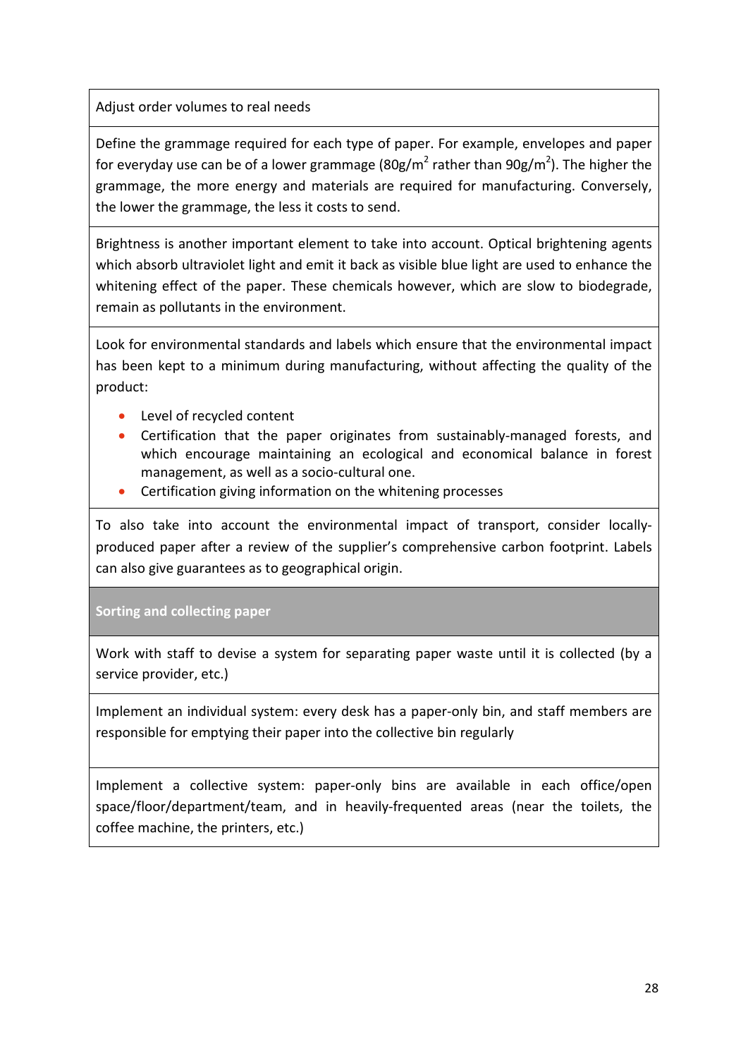Adjust order volumes to real needs

Define the grammage required for each type of paper. For example, envelopes and paper for everyday use can be of a lower grammage ($80g/m^2$ rather than $90g/m^2$). The higher the grammage, the more energy and materials are required for manufacturing. Conversely, the lower the grammage, the less it costs to send.

Brightness is another important element to take into account. Optical brightening agents which absorb ultraviolet light and emit it back as visible blue light are used to enhance the whitening effect of the paper. These chemicals however, which are slow to biodegrade, remain as pollutants in the environment.

Look for environmental standards and labels which ensure that the environmental impact has been kept to a minimum during manufacturing, without affecting the quality of the product:

- Level of recycled content
- Certification that the paper originates from sustainably-managed forests, and which encourage maintaining an ecological and economical balance in forest management, as well as a socio-cultural one.
- Certification giving information on the whitening processes

To also take into account the environmental impact of transport, consider locally-produced paper after a review of the supplier's comprehensive carbon footprint. Labels can also give guarantees as to geographical origin.

**Sorting and collecting paper**

Work with staff to devise a system for separating paper waste until it is collected (by a service provider, etc.)

Implement an individual system: every desk has a paper-only bin, and staff members are responsible for emptying their paper into the collective bin regularly

Implement a collective system: paper-only bins are available in each office/open space/floor/department/team, and in heavily-frequented areas (near the toilets, the coffee machine, the printers, etc.)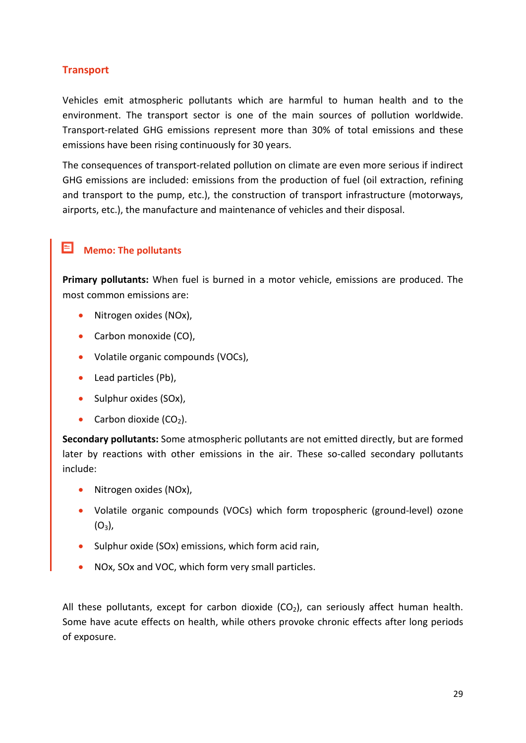## Transport

Vehicles emit atmospheric pollutants which are harmful to human health and to the environment. The transport sector is one of the main sources of pollution worldwide. Transport-related GHG emissions represent more than 30% of total emissions and these emissions have been rising continuously for 30 years.

The consequences of transport-related pollution on climate are even more serious if indirect GHG emissions are included: emissions from the production of fuel (oil extraction, refining and transport to the pump, etc.), the construction of transport infrastructure (motorways, airports, etc.), the manufacture and maintenance of vehicles and their disposal.

### Memo: The pollutants

**Primary pollutants:** When fuel is burned in a motor vehicle, emissions are produced. The most common emissions are:

- Nitrogen oxides (NOx),
- Carbon monoxide (CO),
- Volatile organic compounds (VOCs),
- Lead particles (Pb),
- Sulphur oxides (SOx),
- Carbon dioxide ($CO_2$).

**Secondary pollutants:** Some atmospheric pollutants are not emitted directly, but are formed later by reactions with other emissions in the air. These so-called secondary pollutants include:

- Nitrogen oxides (NOx),
- Volatile organic compounds (VOCs) which form tropospheric (ground-level) ozone ($O_3$),
- Sulphur oxide (SOx) emissions, which form acid rain,
- NOx, SOx and VOC, which form very small particles.

All these pollutants, except for carbon dioxide ($CO_2$), can seriously affect human health. Some have acute effects on health, while others provoke chronic effects after long periods of exposure.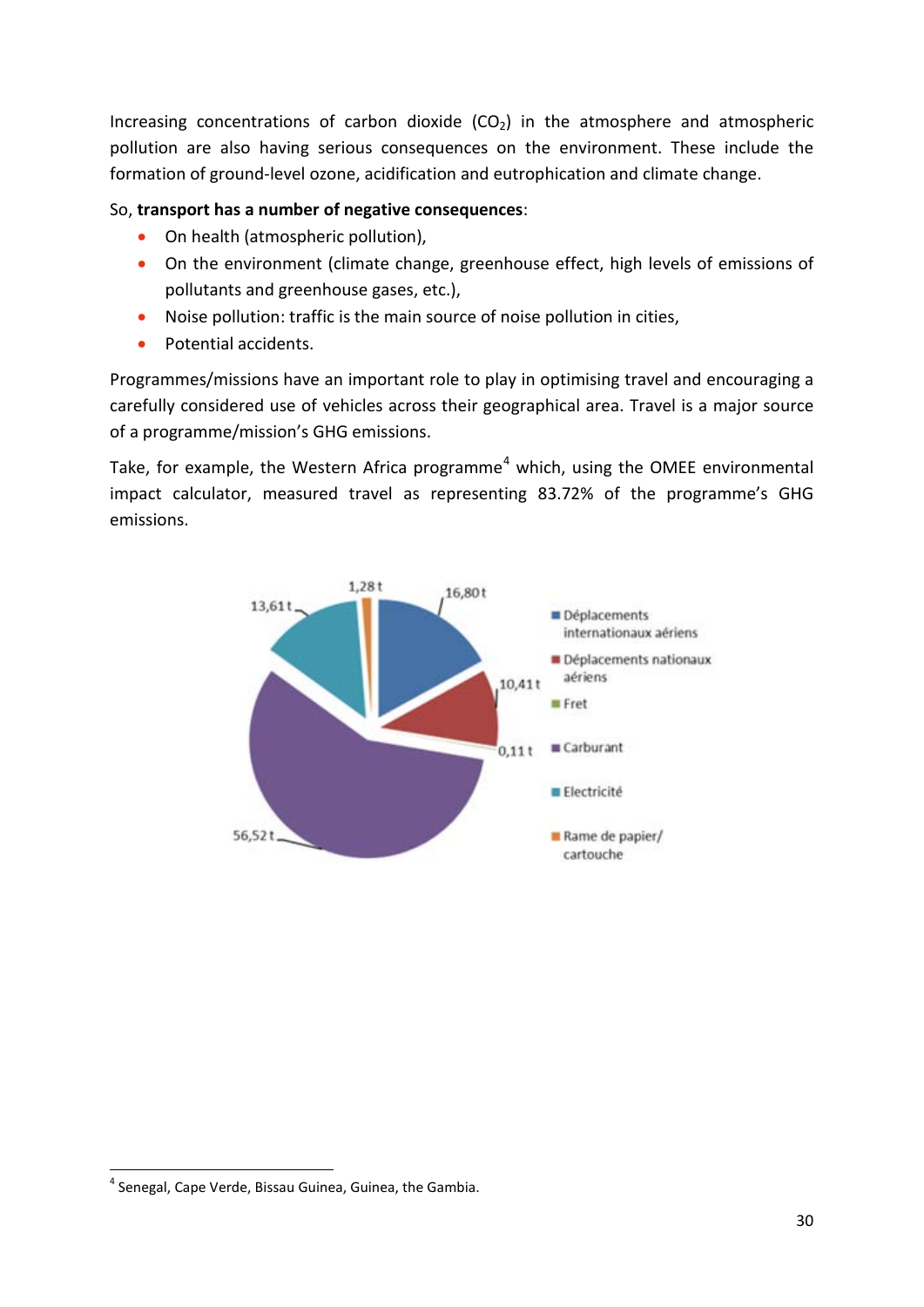Increasing concentrations of carbon dioxide ($CO_2$) in the atmosphere and atmospheric pollution are also having serious consequences on the environment. These include the formation of ground-level ozone, acidification and eutrophication and climate change.

So, **transport has a number of negative consequences**:

- On health (atmospheric pollution),
- On the environment (climate change, greenhouse effect, high levels of emissions of pollutants and greenhouse gases, etc.),
- Noise pollution: traffic is the main source of noise pollution in cities,
- Potential accidents.

Programmes/missions have an important role to play in optimising travel and encouraging a carefully considered use of vehicles across their geographical area. Travel is a major source of a programme/mission's GHG emissions.

Take, for example, the Western Africa programme[4] which, using the OMEE environmental impact calculator, measured travel as representing 83.72% of the programme's GHG emissions.

| Catégorie | Émissions |
|---|---|
| Déplacements internationaux aériens | 16,80 t |
| Déplacements nationaux aériens | 10,41 t |
| Fret | 0,11 t |
| Carburant | 56,52 t |
| Electricité | 13,61 t |
| Rame de papier/ cartouche | 1,28 t |

[4] Senegal, Cape Verde, Bissau Guinea, Guinea, the Gambia.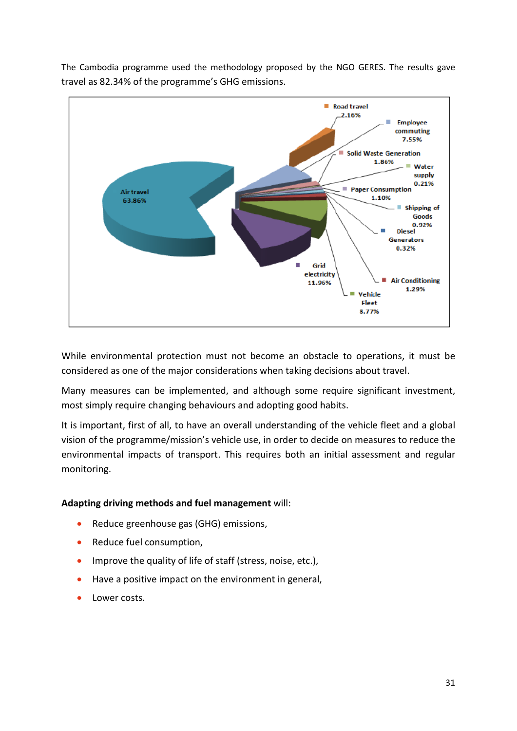The Cambodia programme used the methodology proposed by the NGO GERES. The results gave travel as 82.34% of the programme's GHG emissions.

While environmental protection must not become an obstacle to operations, it must be considered as one of the major considerations when taking decisions about travel.

Many measures can be implemented, and although some require significant investment, most simply require changing behaviours and adopting good habits.

It is important, first of all, to have an overall understanding of the vehicle fleet and a global vision of the programme/mission's vehicle use, in order to decide on measures to reduce the environmental impacts of transport. This requires both an initial assessment and regular monitoring.

**Adapting driving methods and fuel management** will:

- Reduce greenhouse gas (GHG) emissions,
- Reduce fuel consumption,
- Improve the quality of life of staff (stress, noise, etc.),
- Have a positive impact on the environment in general,
- Lower costs.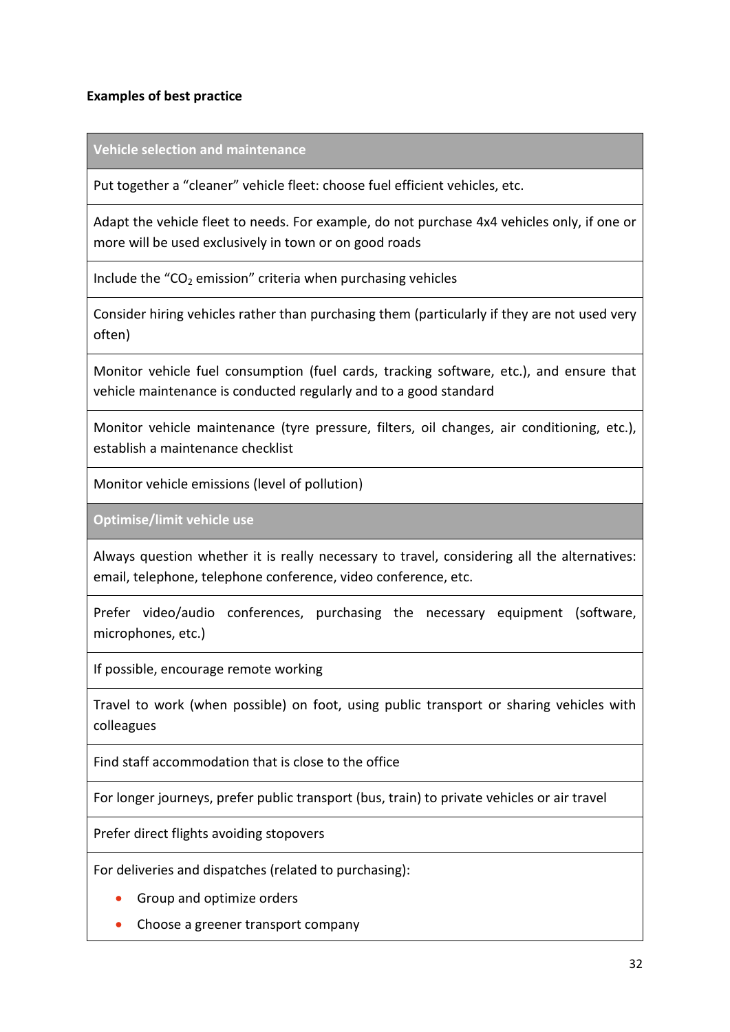**Examples of best practice**

| Vehicle selection and maintenance |
|---|
| Put together a "cleaner" vehicle fleet: choose fuel efficient vehicles, etc. |
| Adapt the vehicle fleet to needs. For example, do not purchase 4x4 vehicles only, if one or more will be used exclusively in town or on good roads |
| Include the "$CO_2$ emission" criteria when purchasing vehicles |
| Consider hiring vehicles rather than purchasing them (particularly if they are not used very often) |
| Monitor vehicle fuel consumption (fuel cards, tracking software, etc.), and ensure that vehicle maintenance is conducted regularly and to a good standard |
| Monitor vehicle maintenance (tyre pressure, filters, oil changes, air conditioning, etc.), establish a maintenance checklist |
| Monitor vehicle emissions (level of pollution) |
| **Optimise/limit vehicle use** |
| Always question whether it is really necessary to travel, considering all the alternatives: email, telephone, telephone conference, video conference, etc. |
| Prefer video/audio conferences, purchasing the necessary equipment (software, microphones, etc.) |
| If possible, encourage remote working |
| Travel to work (when possible) on foot, using public transport or sharing vehicles with colleagues |
| Find staff accommodation that is close to the office |
| For longer journeys, prefer public transport (bus, train) to private vehicles or air travel |
| Prefer direct flights avoiding stopovers |
| For deliveries and dispatches (related to purchasing): <br>• Group and optimize orders <br>• Choose a greener transport company |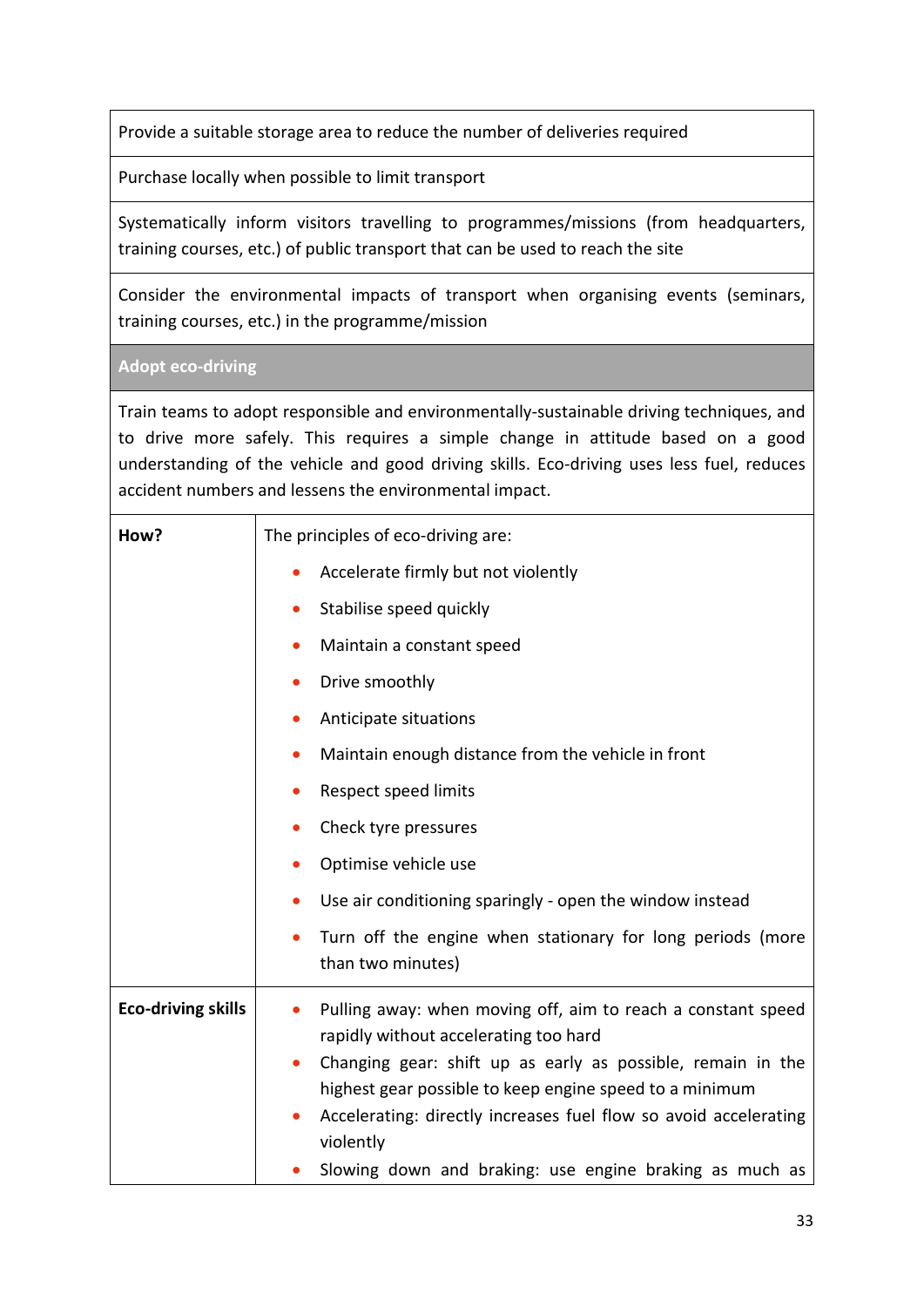| |
| --- |
| Provide a suitable storage area to reduce the number of deliveries required |
| Purchase locally when possible to limit transport |
| Systematically inform visitors travelling to programmes/missions (from headquarters, training courses, etc.) of public transport that can be used to reach the site |
| Consider the environmental impacts of transport when organising events (seminars, training courses, etc.) in the programme/mission |

**Adopt eco-driving**

Train teams to adopt responsible and environmentally-sustainable driving techniques, and to drive more safely. This requires a simple change in attitude based on a good understanding of the vehicle and good driving skills. Eco-driving uses less fuel, reduces accident numbers and lessens the environmental impact.

| | |
| --- | --- |
| **How?** | The principles of eco-driving are:<br>• Accelerate firmly but not violently<br>• Stabilise speed quickly<br>• Maintain a constant speed<br>• Drive smoothly<br>• Anticipate situations<br>• Maintain enough distance from the vehicle in front<br>• Respect speed limits<br>• Check tyre pressures<br>• Optimise vehicle use<br>• Use air conditioning sparingly - open the window instead<br>• Turn off the engine when stationary for long periods (more than two minutes) |
| **Eco-driving skills** | • Pulling away: when moving off, aim to reach a constant speed rapidly without accelerating too hard<br>• Changing gear: shift up as early as possible, remain in the highest gear possible to keep engine speed to a minimum<br>• Accelerating: directly increases fuel flow so avoid accelerating violently<br>• Slowing down and braking: use engine braking as much as |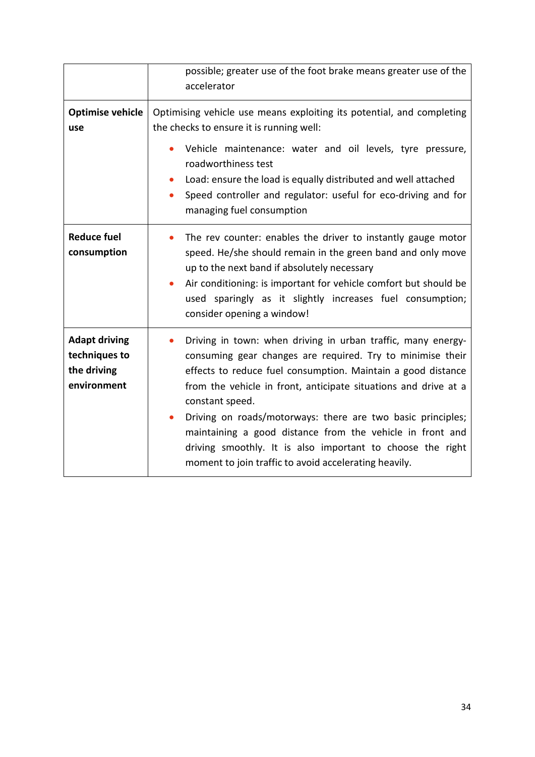| | |
|---|---|
| | possible; greater use of the foot brake means greater use of the accelerator |
| **Optimise vehicle use** | Optimising vehicle use means exploiting its potential, and completing the checks to ensure it is running well:<br>• Vehicle maintenance: water and oil levels, tyre pressure, roadworthiness test<br>• Load: ensure the load is equally distributed and well attached<br>• Speed controller and regulator: useful for eco-driving and for managing fuel consumption |
| **Reduce fuel consumption** | • The rev counter: enables the driver to instantly gauge motor speed. He/she should remain in the green band and only move up to the next band if absolutely necessary<br>• Air conditioning: is important for vehicle comfort but should be used sparingly as it slightly increases fuel consumption; consider opening a window! |
| **Adapt driving techniques to the driving environment** | • Driving in town: when driving in urban traffic, many energy-consuming gear changes are required. Try to minimise their effects to reduce fuel consumption. Maintain a good distance from the vehicle in front, anticipate situations and drive at a constant speed.<br>• Driving on roads/motorways: there are two basic principles; maintaining a good distance from the vehicle in front and driving smoothly. It is also important to choose the right moment to join traffic to avoid accelerating heavily. |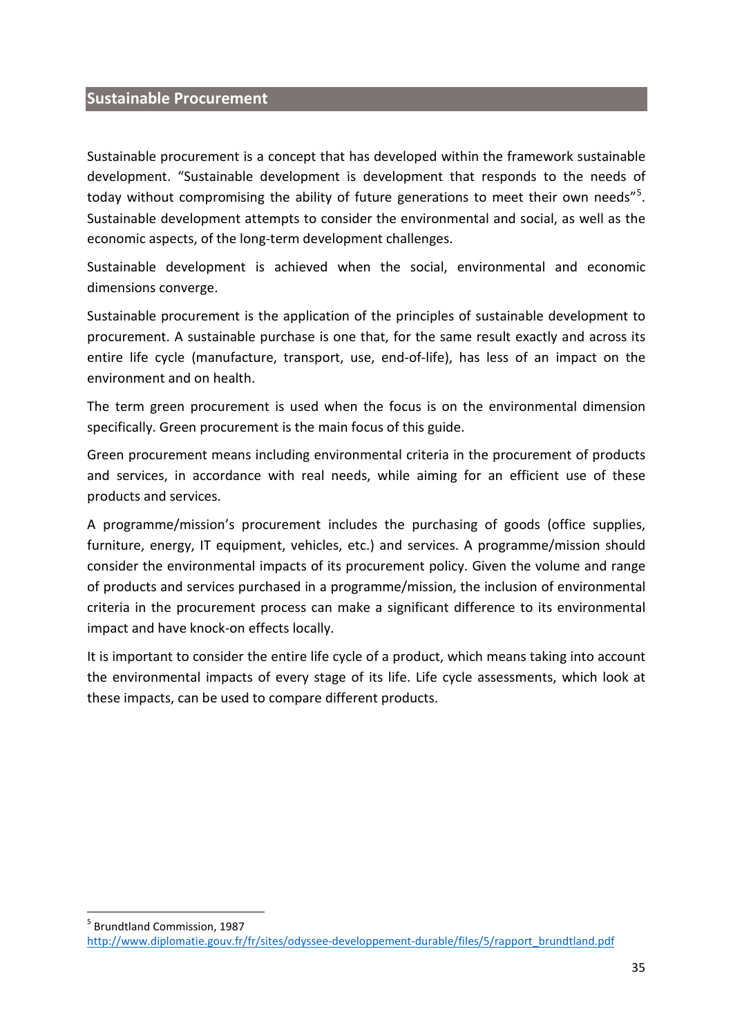## Sustainable Procurement

Sustainable procurement is a concept that has developed within the framework sustainable development. "Sustainable development is development that responds to the needs of today without compromising the ability of future generations to meet their own needs"[5]. Sustainable development attempts to consider the environmental and social, as well as the economic aspects, of the long-term development challenges.

Sustainable development is achieved when the social, environmental and economic dimensions converge.

Sustainable procurement is the application of the principles of sustainable development to procurement. A sustainable purchase is one that, for the same result exactly and across its entire life cycle (manufacture, transport, use, end-of-life), has less of an impact on the environment and on health.

The term green procurement is used when the focus is on the environmental dimension specifically. Green procurement is the main focus of this guide.

Green procurement means including environmental criteria in the procurement of products and services, in accordance with real needs, while aiming for an efficient use of these products and services.

A programme/mission's procurement includes the purchasing of goods (office supplies, furniture, energy, IT equipment, vehicles, etc.) and services. A programme/mission should consider the environmental impacts of its procurement policy. Given the volume and range of products and services purchased in a programme/mission, the inclusion of environmental criteria in the procurement process can make a significant difference to its environmental impact and have knock-on effects locally.

It is important to consider the entire life cycle of a product, which means taking into account the environmental impacts of every stage of its life. Life cycle assessments, which look at these impacts, can be used to compare different products.

---

[5] Brundtland Commission, 1987
http://www.diplomatie.gouv.fr/fr/sites/odyssee-developpement-durable/files/5/rapport_brundtland.pdf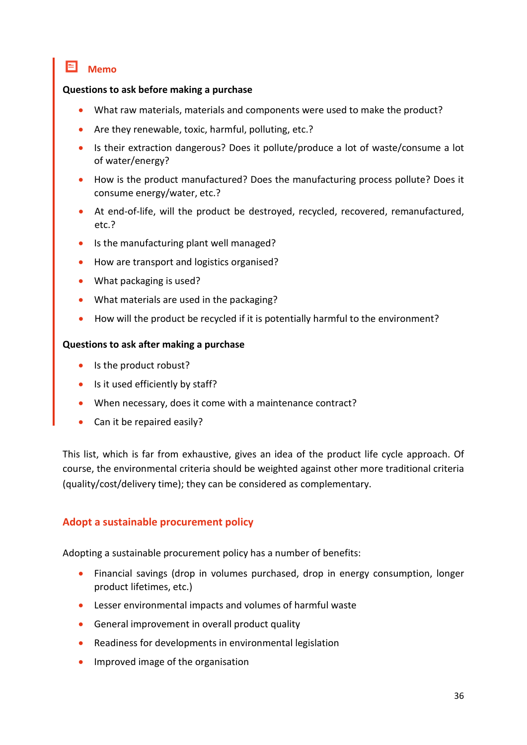**Memo**

**Questions to ask before making a purchase**

- What raw materials, materials and components were used to make the product?
- Are they renewable, toxic, harmful, polluting, etc.?
- Is their extraction dangerous? Does it pollute/produce a lot of waste/consume a lot of water/energy?
- How is the product manufactured? Does the manufacturing process pollute? Does it consume energy/water, etc.?
- At end-of-life, will the product be destroyed, recycled, recovered, remanufactured, etc.?
- Is the manufacturing plant well managed?
- How are transport and logistics organised?
- What packaging is used?
- What materials are used in the packaging?
- How will the product be recycled if it is potentially harmful to the environment?

**Questions to ask after making a purchase**

- Is the product robust?
- Is it used efficiently by staff?
- When necessary, does it come with a maintenance contract?
- Can it be repaired easily?

This list, which is far from exhaustive, gives an idea of the product life cycle approach. Of course, the environmental criteria should be weighted against other more traditional criteria (quality/cost/delivery time); they can be considered as complementary.

## Adopt a sustainable procurement policy

Adopting a sustainable procurement policy has a number of benefits:

- Financial savings (drop in volumes purchased, drop in energy consumption, longer product lifetimes, etc.)
- Lesser environmental impacts and volumes of harmful waste
- General improvement in overall product quality
- Readiness for developments in environmental legislation
- Improved image of the organisation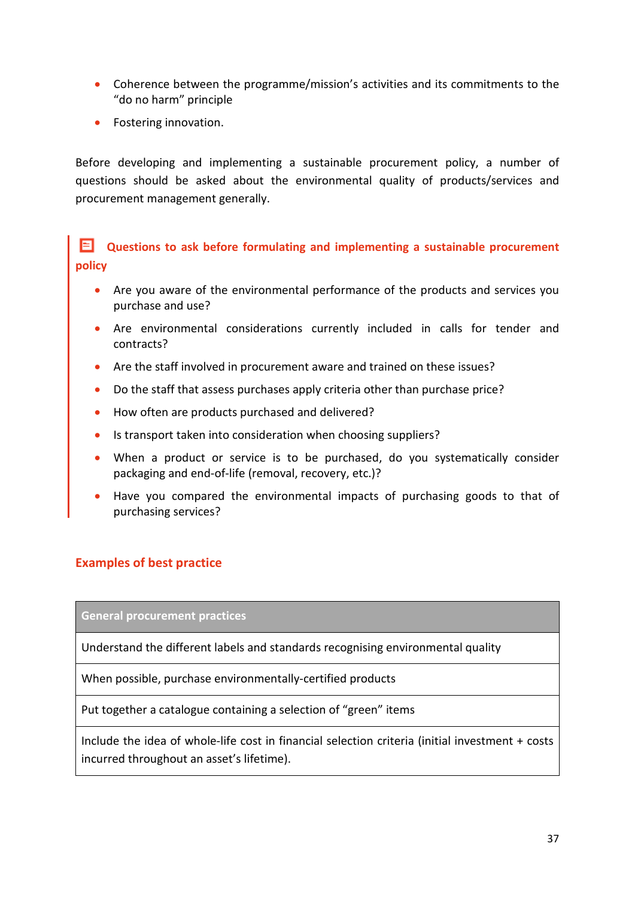- Coherence between the programme/mission's activities and its commitments to the "do no harm" principle
- Fostering innovation.

Before developing and implementing a sustainable procurement policy, a number of questions should be asked about the environmental quality of products/services and procurement management generally.

### Questions to ask before formulating and implementing a sustainable procurement policy

- Are you aware of the environmental performance of the products and services you purchase and use?
- Are environmental considerations currently included in calls for tender and contracts?
- Are the staff involved in procurement aware and trained on these issues?
- Do the staff that assess purchases apply criteria other than purchase price?
- How often are products purchased and delivered?
- Is transport taken into consideration when choosing suppliers?
- When a product or service is to be purchased, do you systematically consider packaging and end-of-life (removal, recovery, etc.)?
- Have you compared the environmental impacts of purchasing goods to that of purchasing services?

### Examples of best practice

| General procurement practices |
| --- |
| Understand the different labels and standards recognising environmental quality |
| When possible, purchase environmentally-certified products |
| Put together a catalogue containing a selection of "green" items |
| Include the idea of whole-life cost in financial selection criteria (initial investment + costs incurred throughout an asset's lifetime). |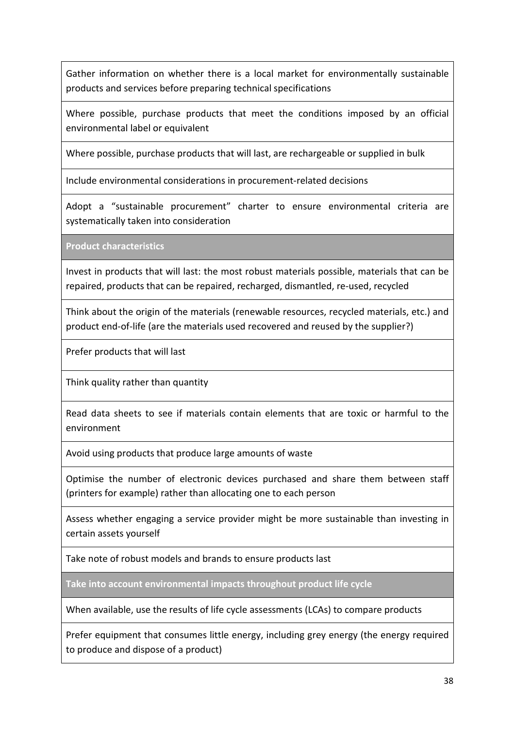| |
|---|
| Gather information on whether there is a local market for environmentally sustainable products and services before preparing technical specifications |
| Where possible, purchase products that meet the conditions imposed by an official environmental label or equivalent |
| Where possible, purchase products that will last, are rechargeable or supplied in bulk |
| Include environmental considerations in procurement-related decisions |
| Adopt a “sustainable procurement” charter to ensure environmental criteria are systematically taken into consideration |
| **Product characteristics** |
| Invest in products that will last: the most robust materials possible, materials that can be repaired, products that can be repaired, recharged, dismantled, re-used, recycled |
| Think about the origin of the materials (renewable resources, recycled materials, etc.) and product end-of-life (are the materials used recovered and reused by the supplier?) |
| Prefer products that will last |
| Think quality rather than quantity |
| Read data sheets to see if materials contain elements that are toxic or harmful to the environment |
| Avoid using products that produce large amounts of waste |
| Optimise the number of electronic devices purchased and share them between staff (printers for example) rather than allocating one to each person |
| Assess whether engaging a service provider might be more sustainable than investing in certain assets yourself |
| Take note of robust models and brands to ensure products last |
| **Take into account environmental impacts throughout product life cycle** |
| When available, use the results of life cycle assessments (LCAs) to compare products |
| Prefer equipment that consumes little energy, including grey energy (the energy required to produce and dispose of a product) |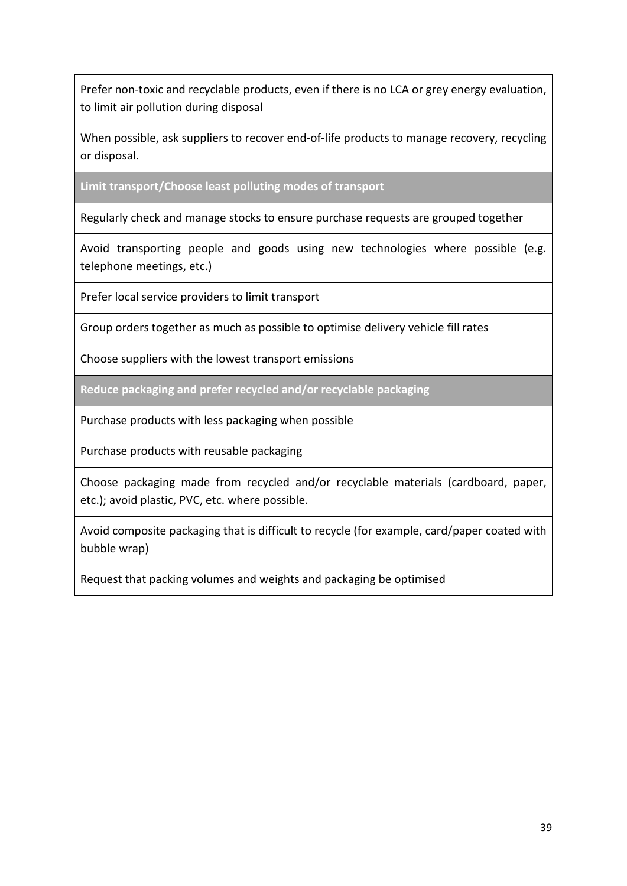| |
|---|
| Prefer non-toxic and recyclable products, even if there is no LCA or grey energy evaluation, to limit air pollution during disposal |
| When possible, ask suppliers to recover end-of-life products to manage recovery, recycling or disposal. |
| **Limit transport/Choose least polluting modes of transport** |
| Regularly check and manage stocks to ensure purchase requests are grouped together |
| Avoid transporting people and goods using new technologies where possible (e.g. telephone meetings, etc.) |
| Prefer local service providers to limit transport |
| Group orders together as much as possible to optimise delivery vehicle fill rates |
| Choose suppliers with the lowest transport emissions |
| **Reduce packaging and prefer recycled and/or recyclable packaging** |
| Purchase products with less packaging when possible |
| Purchase products with reusable packaging |
| Choose packaging made from recycled and/or recyclable materials (cardboard, paper, etc.); avoid plastic, PVC, etc. where possible. |
| Avoid composite packaging that is difficult to recycle (for example, card/paper coated with bubble wrap) |
| Request that packing volumes and weights and packaging be optimised |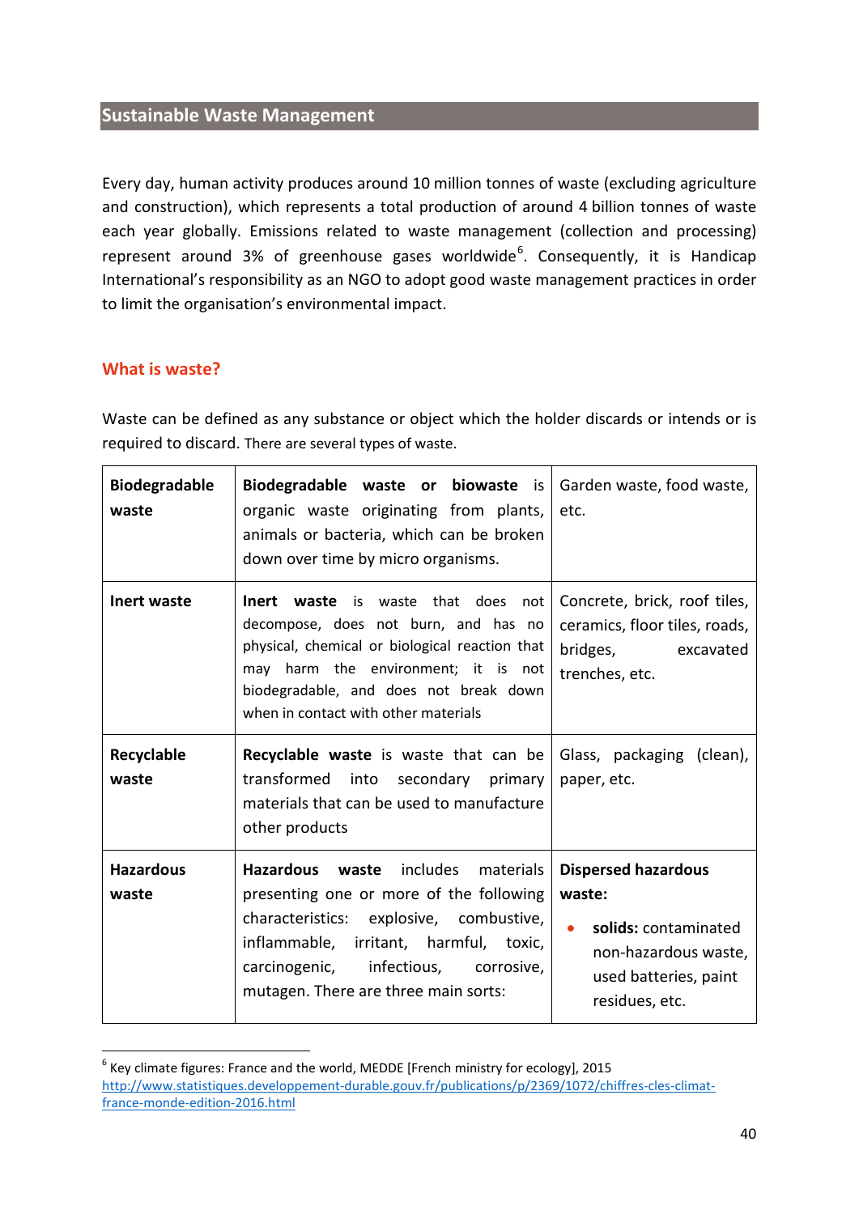## Sustainable Waste Management

Every day, human activity produces around 10 million tonnes of waste (excluding agriculture and construction), which represents a total production of around 4 billion tonnes of waste each year globally. Emissions related to waste management (collection and processing) represent around 3% of greenhouse gases worldwide[6]. Consequently, it is Handicap International's responsibility as an NGO to adopt good waste management practices in order to limit the organisation's environmental impact.

### What is waste?

Waste can be defined as any substance or object which the holder discards or intends or is required to discard. There are several types of waste.

| | | |
|---|---|---|
| **Biodegradable waste** | **Biodegradable waste or biowaste** is organic waste originating from plants, animals or bacteria, which can be broken down over time by micro organisms. | Garden waste, food waste, etc. |
| **Inert waste** | **Inert waste** is waste that does not decompose, does not burn, and has no physical, chemical or biological reaction that may harm the environment; it is not biodegradable, and does not break down when in contact with other materials | Concrete, brick, roof tiles, ceramics, floor tiles, roads, bridges, excavated trenches, etc. |
| **Recyclable waste** | **Recyclable waste** is waste that can be transformed into secondary primary materials that can be used to manufacture other products | Glass, packaging (clean), paper, etc. |
| **Hazardous waste** | **Hazardous waste** includes materials presenting one or more of the following characteristics: explosive, combustive, inflammable, irritant, harmful, toxic, carcinogenic, infectious, corrosive, mutagen. There are three main sorts: | **Dispersed hazardous waste:**<br>• **solids:** contaminated non-hazardous waste, used batteries, paint residues, etc. |

[6] Key climate figures: France and the world, MEDDE [French ministry for ecology], 2015 http://www.statistiques.developpement-durable.gouv.fr/publications/p/2369/1072/chiffres-cles-climat-france-monde-edition-2016.html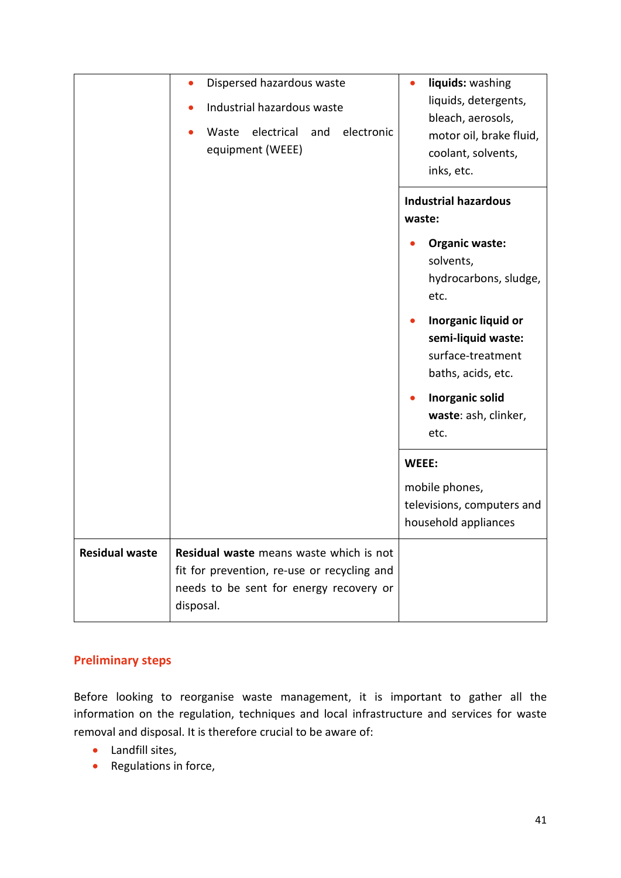| | | |
|---|---|---|
| | • Dispersed hazardous waste<br>• Industrial hazardous waste<br>• Waste electrical and electronic equipment (WEEE) | • **liquids:** washing liquids, detergents, bleach, aerosols, motor oil, brake fluid, coolant, solvents, inks, etc.<br><br>**Industrial hazardous waste:**<br>• **Organic waste:** solvents, hydrocarbons, sludge, etc.<br>• **Inorganic liquid or semi-liquid waste:** surface-treatment baths, acids, etc.<br>• **Inorganic solid waste**: ash, clinker, etc.<br><br>**WEEE:**<br>mobile phones, televisions, computers and household appliances |
| **Residual waste** | **Residual waste** means waste which is not fit for prevention, re-use or recycling and needs to be sent for energy recovery or disposal. | |

## Preliminary steps

Before looking to reorganise waste management, it is important to gather all the information on the regulation, techniques and local infrastructure and services for waste removal and disposal. It is therefore crucial to be aware of:

- Landfill sites,
- Regulations in force,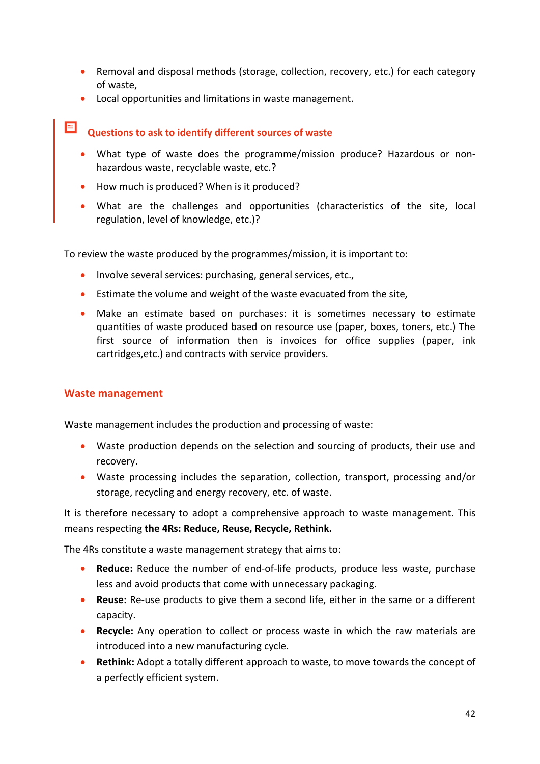- Removal and disposal methods (storage, collection, recovery, etc.) for each category of waste,
- Local opportunities and limitations in waste management.

### Questions to ask to identify different sources of waste

- What type of waste does the programme/mission produce? Hazardous or non-hazardous waste, recyclable waste, etc.?
- How much is produced? When is it produced?
- What are the challenges and opportunities (characteristics of the site, local regulation, level of knowledge, etc.)?

To review the waste produced by the programmes/mission, it is important to:

- Involve several services: purchasing, general services, etc.,
- Estimate the volume and weight of the waste evacuated from the site,
- Make an estimate based on purchases: it is sometimes necessary to estimate quantities of waste produced based on resource use (paper, boxes, toners, etc.) The first source of information then is invoices for office supplies (paper, ink cartridges,etc.) and contracts with service providers.

## Waste management

Waste management includes the production and processing of waste:

- Waste production depends on the selection and sourcing of products, their use and recovery.
- Waste processing includes the separation, collection, transport, processing and/or storage, recycling and energy recovery, etc. of waste.

It is therefore necessary to adopt a comprehensive approach to waste management. This means respecting **the 4Rs: Reduce, Reuse, Recycle, Rethink.**

The 4Rs constitute a waste management strategy that aims to:

- **Reduce:** Reduce the number of end-of-life products, produce less waste, purchase less and avoid products that come with unnecessary packaging.
- **Reuse:** Re-use products to give them a second life, either in the same or a different capacity.
- **Recycle:** Any operation to collect or process waste in which the raw materials are introduced into a new manufacturing cycle.
- **Rethink:** Adopt a totally different approach to waste, to move towards the concept of a perfectly efficient system.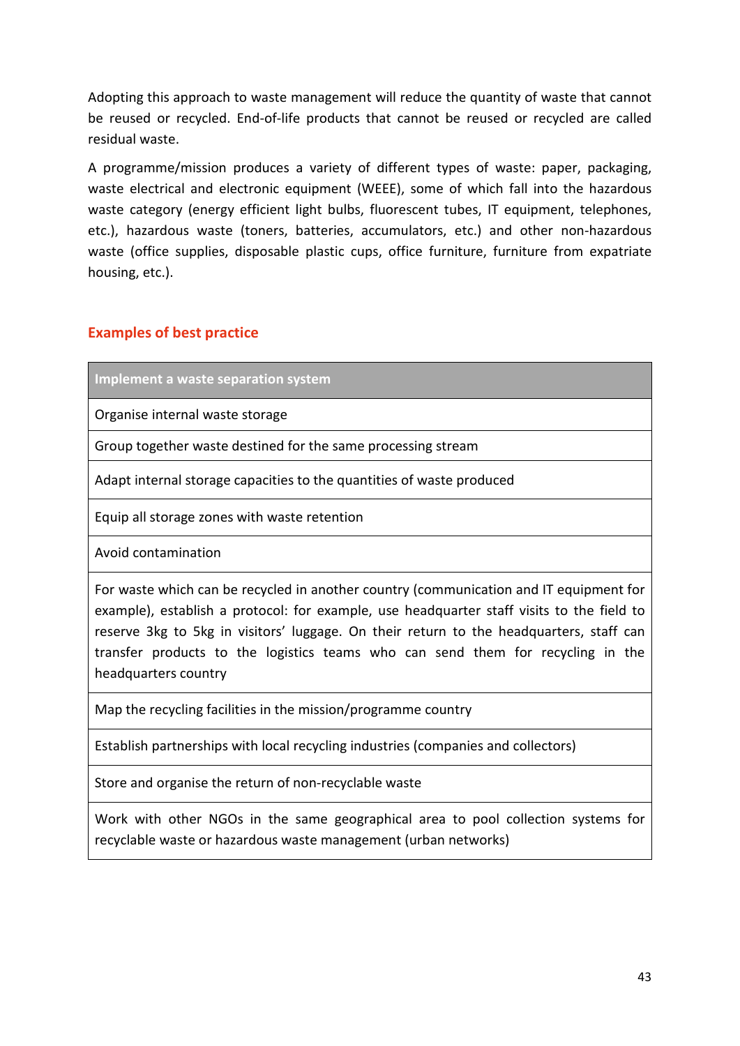Adopting this approach to waste management will reduce the quantity of waste that cannot be reused or recycled. End-of-life products that cannot be reused or recycled are called residual waste.

A programme/mission produces a variety of different types of waste: paper, packaging, waste electrical and electronic equipment (WEEE), some of which fall into the hazardous waste category (energy efficient light bulbs, fluorescent tubes, IT equipment, telephones, etc.), hazardous waste (toners, batteries, accumulators, etc.) and other non-hazardous waste (office supplies, disposable plastic cups, office furniture, furniture from expatriate housing, etc.).

## Examples of best practice

| Implement a waste separation system |
|---|
| Organise internal waste storage |
| Group together waste destined for the same processing stream |
| Adapt internal storage capacities to the quantities of waste produced |
| Equip all storage zones with waste retention |
| Avoid contamination |
| For waste which can be recycled in another country (communication and IT equipment for example), establish a protocol: for example, use headquarter staff visits to the field to reserve 3kg to 5kg in visitors' luggage. On their return to the headquarters, staff can transfer products to the logistics teams who can send them for recycling in the headquarters country |
| Map the recycling facilities in the mission/programme country |
| Establish partnerships with local recycling industries (companies and collectors) |
| Store and organise the return of non-recyclable waste |
| Work with other NGOs in the same geographical area to pool collection systems for recyclable waste or hazardous waste management (urban networks) |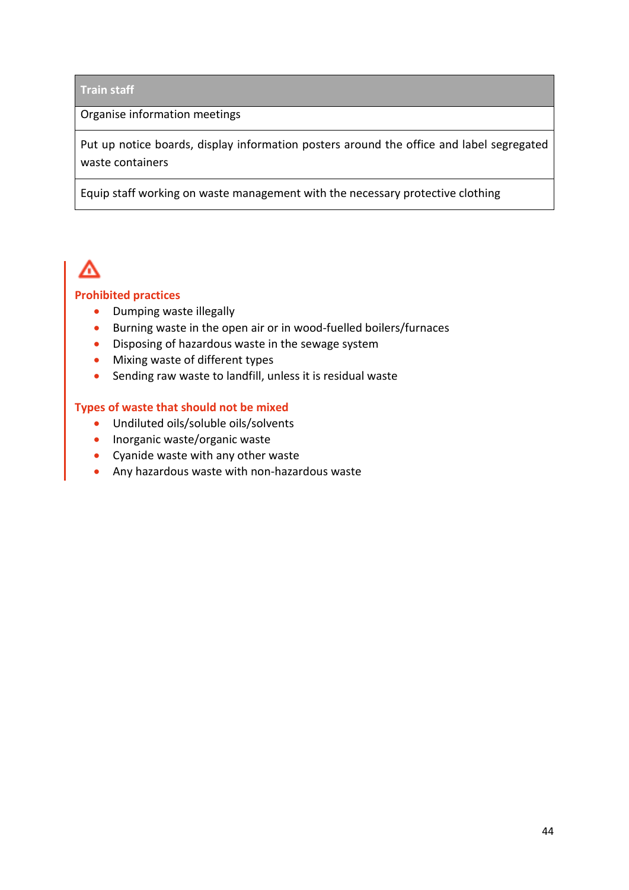| Train staff |
| --- |
| Organise information meetings |
| Put up notice boards, display information posters around the office and label segregated waste containers |
| Equip staff working on waste management with the necessary protective clothing |

**Prohibited practices**

- Dumping waste illegally
- Burning waste in the open air or in wood-fuelled boilers/furnaces
- Disposing of hazardous waste in the sewage system
- Mixing waste of different types
- Sending raw waste to landfill, unless it is residual waste

**Types of waste that should not be mixed**

- Undiluted oils/soluble oils/solvents
- Inorganic waste/organic waste
- Cyanide waste with any other waste
- Any hazardous waste with non-hazardous waste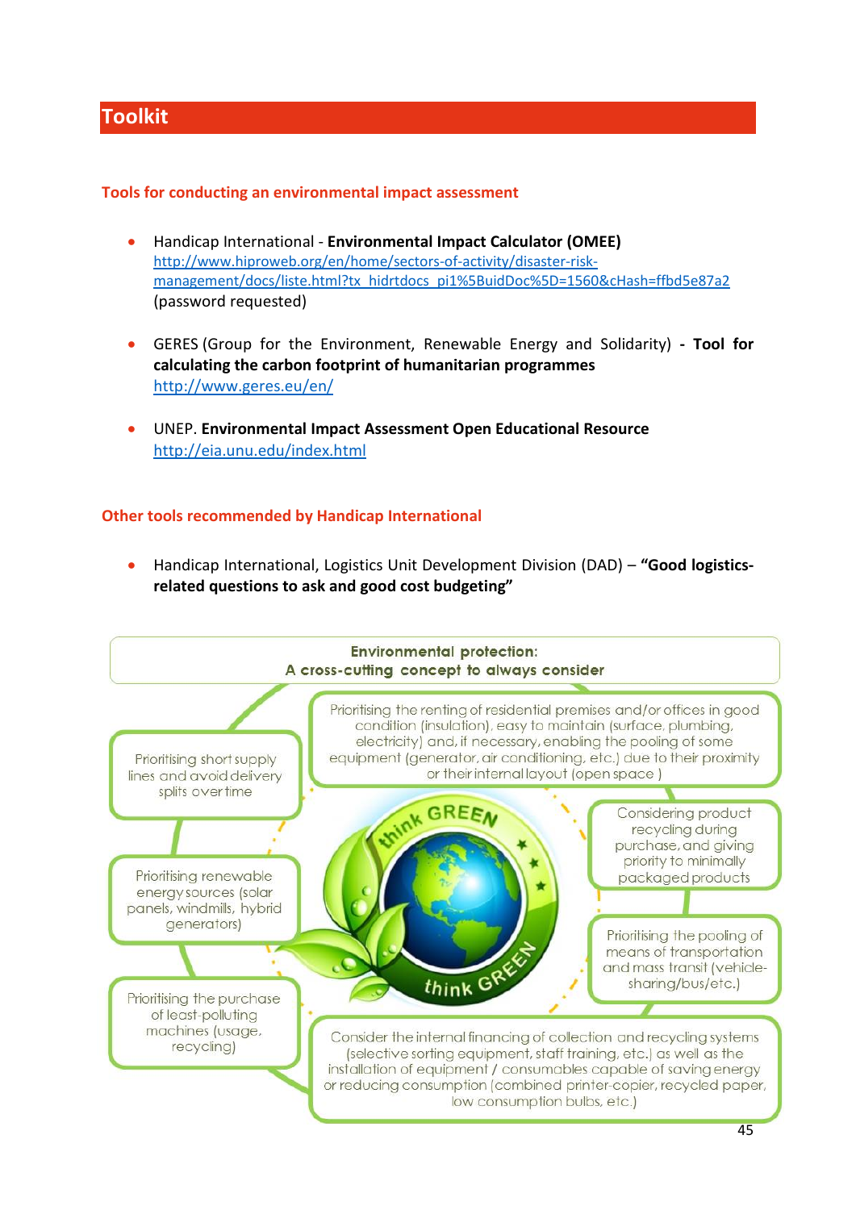# Toolkit

### Tools for conducting an environmental impact assessment

- Handicap International - **Environmental Impact Calculator (OMEE)**
  http://www.hiproweb.org/en/home/sectors-of-activity/disaster-risk-management/docs/liste.html?tx_hidrtdocs_pi1%5BuidDoc%5D=1560&cHash=ffbd5e87a2
  (password requested)

- GERES (Group for the Environment, Renewable Energy and Solidarity) **- Tool for calculating the carbon footprint of humanitarian programmes**
  http://www.geres.eu/en/

- UNEP. **Environmental Impact Assessment Open Educational Resource**
  http://eia.unu.edu/index.html

### Other tools recommended by Handicap International

- Handicap International, Logistics Unit Development Division (DAD) – **"Good logistics-related questions to ask and good cost budgeting"**

**Environmental protection:**
**A cross-cutting concept to always consider**

- Prioritising the renting of residential premises and/or offices in good condition (insulation), easy to maintain (surface, plumbing, electricity) and, if necessary, enabling the pooling of some equipment (generator, air conditioning, etc.) due to their proximity or their internal layout (open space )
- Considering product recycling during purchase, and giving priority to minimally packaged products
- Prioritising the pooling of means of transportation and mass transit (vehicle-sharing/bus/etc.)
- Consider the internal financing of collection and recycling systems (selective sorting equipment, staff training, etc.) as well as the installation of equipment / consumables capable of saving energy or reducing consumption (combined printer-copier, recycled paper, low consumption bulbs, etc.)
- Prioritising the purchase of least-polluting machines (usage, recycling)
- Prioritising renewable energy sources (solar panels, windmills, hybrid generators)
- Prioritising short supply lines and avoid delivery splits over time

think GREEN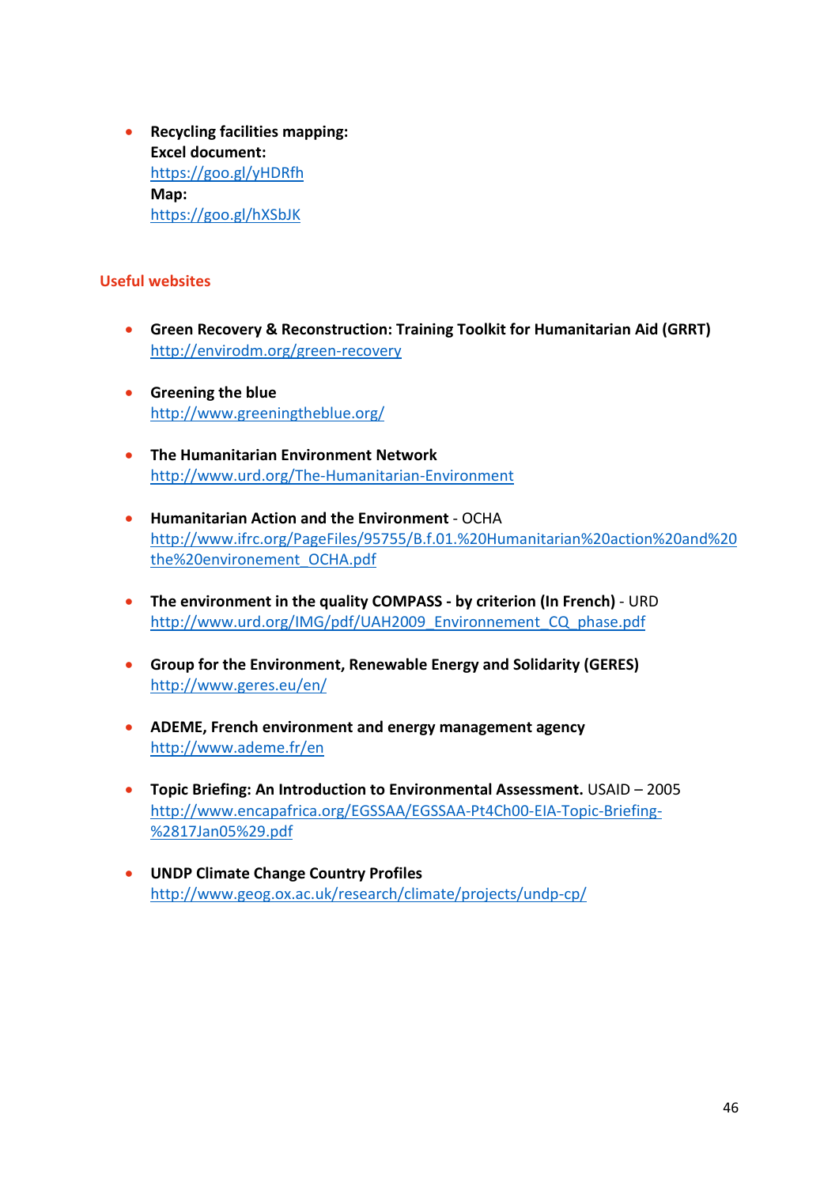- **Recycling facilities mapping:**
  **Excel document:**
  https://goo.gl/yHDRfh
  **Map:**
  https://goo.gl/hXSbJK

## Useful websites

- **Green Recovery & Reconstruction: Training Toolkit for Humanitarian Aid (GRRT)**
  http://envirodm.org/green-recovery

- **Greening the blue**
  http://www.greeningtheblue.org/

- **The Humanitarian Environment Network**
  http://www.urd.org/The-Humanitarian-Environment

- **Humanitarian Action and the Environment** - OCHA
  http://www.ifrc.org/PageFiles/95755/B.f.01.%20Humanitarian%20action%20and%20the%20environement_OCHA.pdf

- **The environment in the quality COMPASS - by criterion (In French)** - URD
  http://www.urd.org/IMG/pdf/UAH2009_Environnement_CQ_phase.pdf

- **Group for the Environment, Renewable Energy and Solidarity (GERES)**
  http://www.geres.eu/en/

- **ADEME, French environment and energy management agency**
  http://www.ademe.fr/en

- **Topic Briefing: An Introduction to Environmental Assessment.** USAID – 2005
  http://www.encapafrica.org/EGSSAA/EGSSAA-Pt4Ch00-EIA-Topic-Briefing-%2817Jan05%29.pdf

- **UNDP Climate Change Country Profiles**
  http://www.geog.ox.ac.uk/research/climate/projects/undp-cp/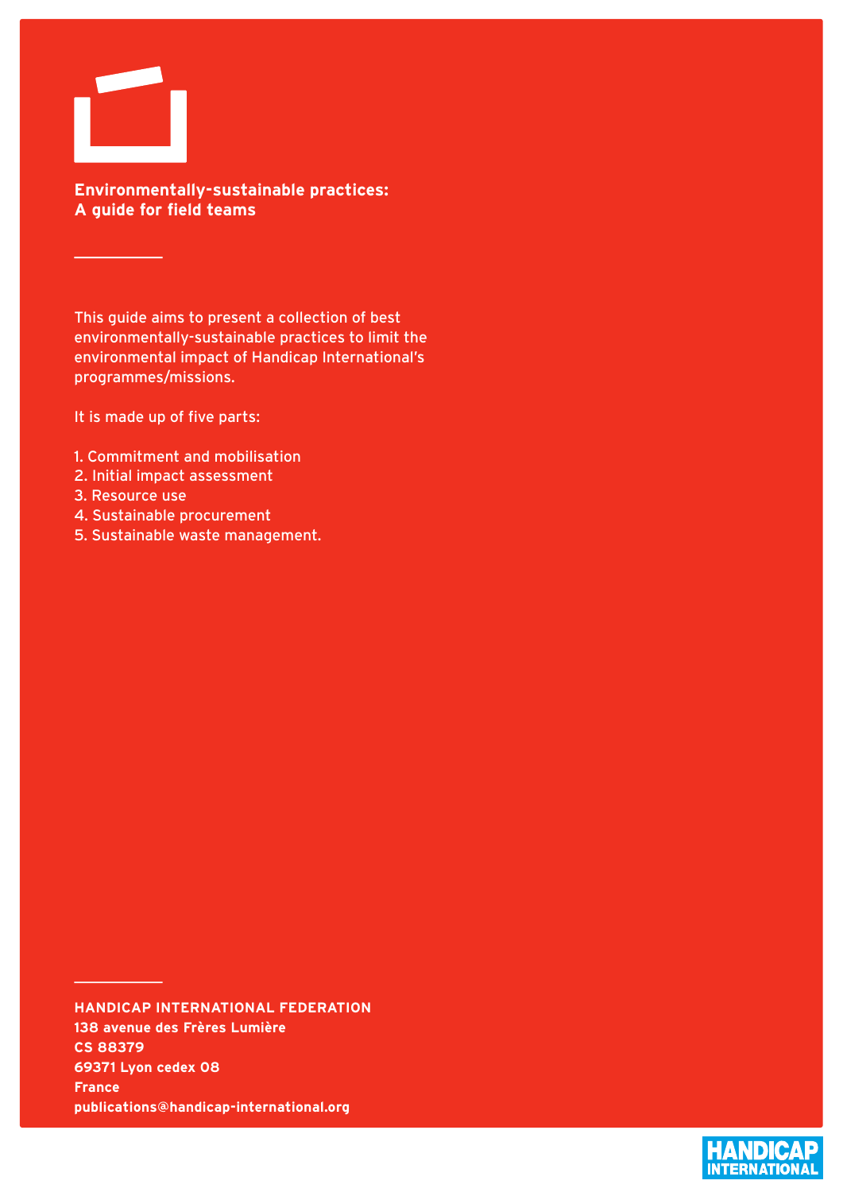**Environmentally-sustainable practices: A guide for field teams**

This guide aims to present a collection of best environmentally-sustainable practices to limit the environmental impact of Handicap International's programmes/missions.

It is made up of five parts:

1. Commitment and mobilisation
2. Initial impact assessment
3. Resource use
4. Sustainable procurement
5. Sustainable waste management.

**HANDICAP INTERNATIONAL FEDERATION**
**138 avenue des Frères Lumière**
**CS 88379**
**69371 Lyon cedex 08**
**France**
**publications@handicap-international.org**

HANDICAP INTERNATIONAL